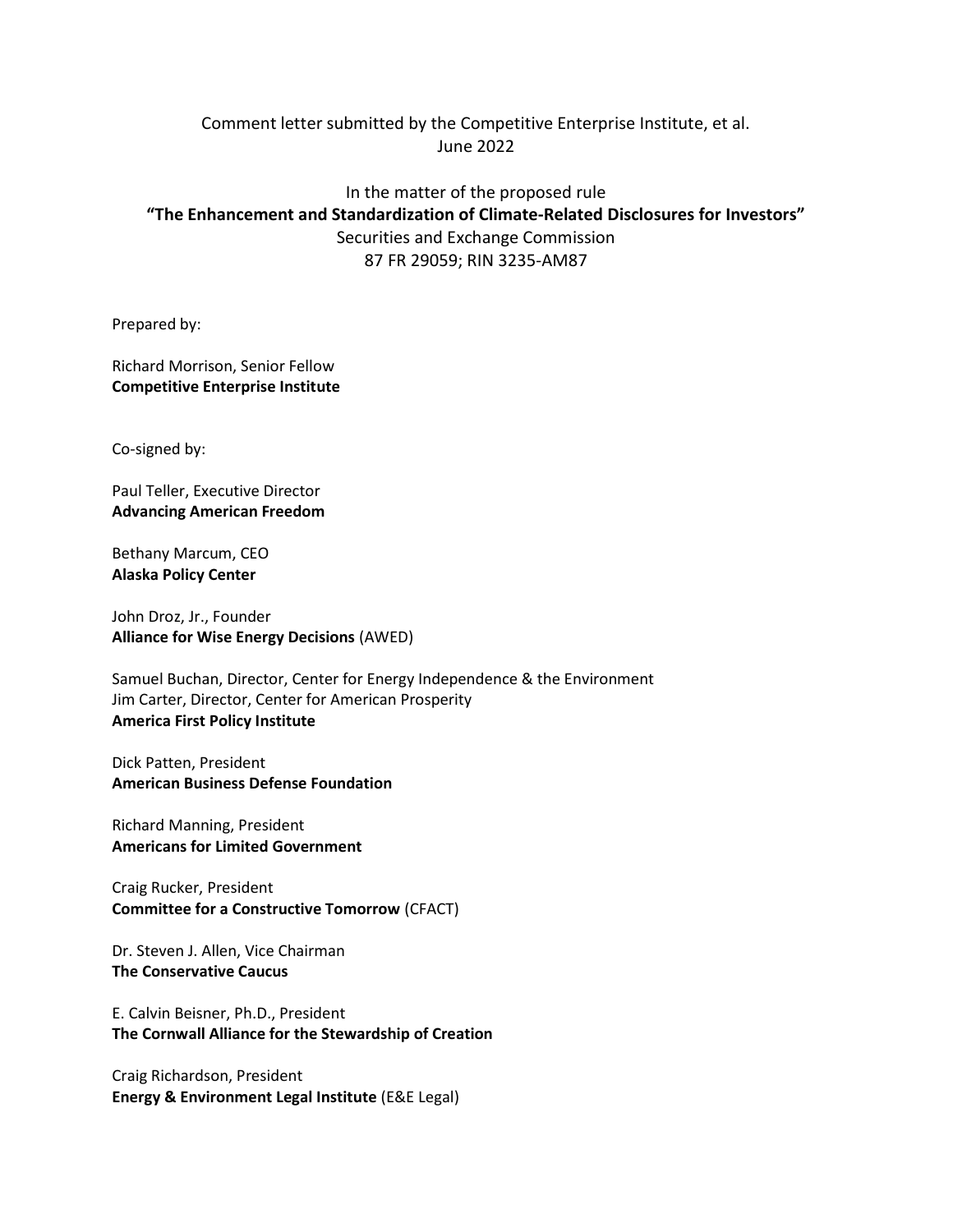Comment letter submitted by the Competitive Enterprise Institute, et al.
June 2022

In the matter of the proposed rule
**"The Enhancement and Standardization of Climate-Related Disclosures for Investors"**
Securities and Exchange Commission
87 FR 29059; RIN 3235-AM87

Prepared by:

Richard Morrison, Senior Fellow
**Competitive Enterprise Institute**

Co-signed by:

Paul Teller, Executive Director
**Advancing American Freedom**

Bethany Marcum, CEO
**Alaska Policy Center**

John Droz, Jr., Founder
**Alliance for Wise Energy Decisions** (AWED)

Samuel Buchan, Director, Center for Energy Independence & the Environment
Jim Carter, Director, Center for American Prosperity
**America First Policy Institute**

Dick Patten, President
**American Business Defense Foundation**

Richard Manning, President
**Americans for Limited Government**

Craig Rucker, President
**Committee for a Constructive Tomorrow** (CFACT)

Dr. Steven J. Allen, Vice Chairman
**The Conservative Caucus**

E. Calvin Beisner, Ph.D., President
**The Cornwall Alliance for the Stewardship of Creation**

Craig Richardson, President
**Energy & Environment Legal Institute** (E&E Legal)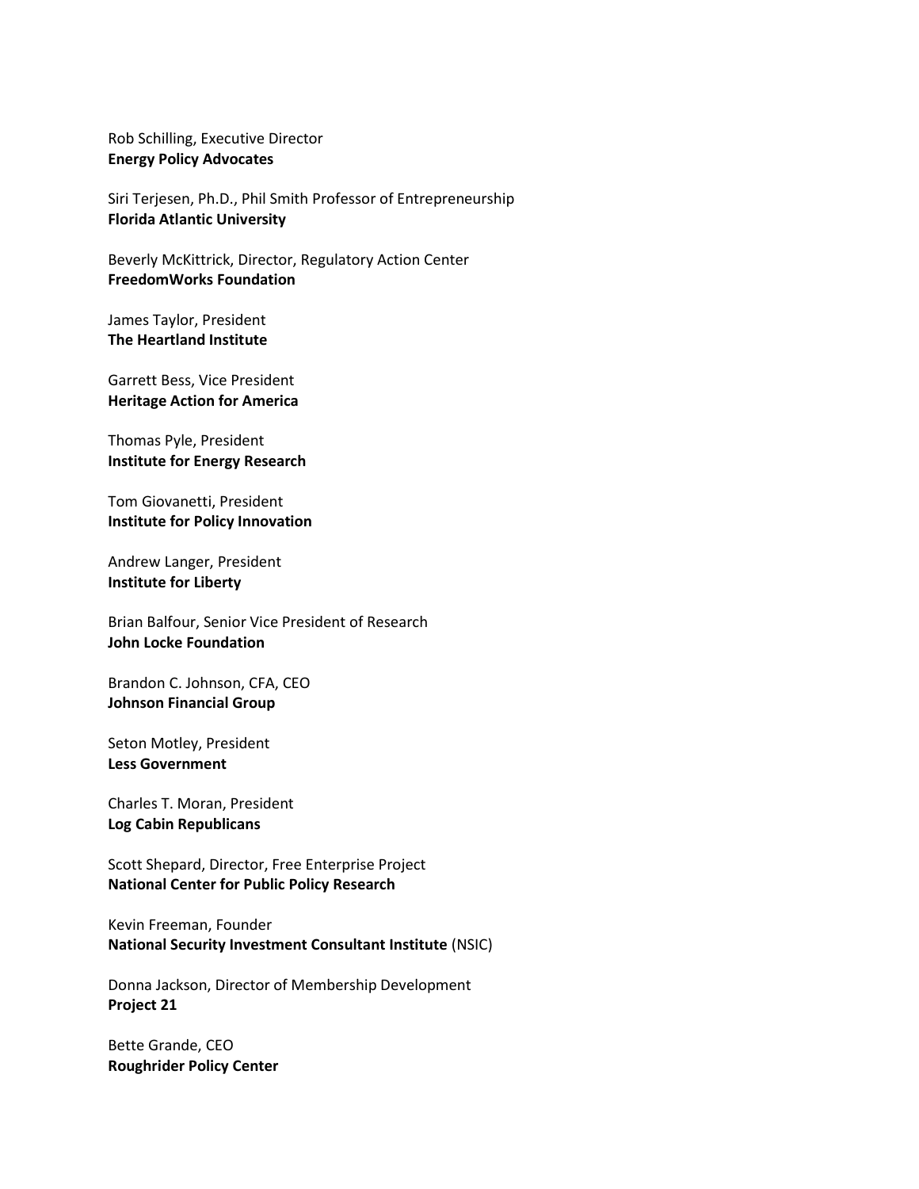Rob Schilling, Executive Director
**Energy Policy Advocates**

Siri Terjesen, Ph.D., Phil Smith Professor of Entrepreneurship
**Florida Atlantic University**

Beverly McKittrick, Director, Regulatory Action Center
**FreedomWorks Foundation**

James Taylor, President
**The Heartland Institute**

Garrett Bess, Vice President
**Heritage Action for America**

Thomas Pyle, President
**Institute for Energy Research**

Tom Giovanetti, President
**Institute for Policy Innovation**

Andrew Langer, President
**Institute for Liberty**

Brian Balfour, Senior Vice President of Research
**John Locke Foundation**

Brandon C. Johnson, CFA, CEO
**Johnson Financial Group**

Seton Motley, President
**Less Government**

Charles T. Moran, President
**Log Cabin Republicans**

Scott Shepard, Director, Free Enterprise Project
**National Center for Public Policy Research**

Kevin Freeman, Founder
**National Security Investment Consultant Institute** (NSIC)

Donna Jackson, Director of Membership Development
**Project 21**

Bette Grande, CEO
**Roughrider Policy Center**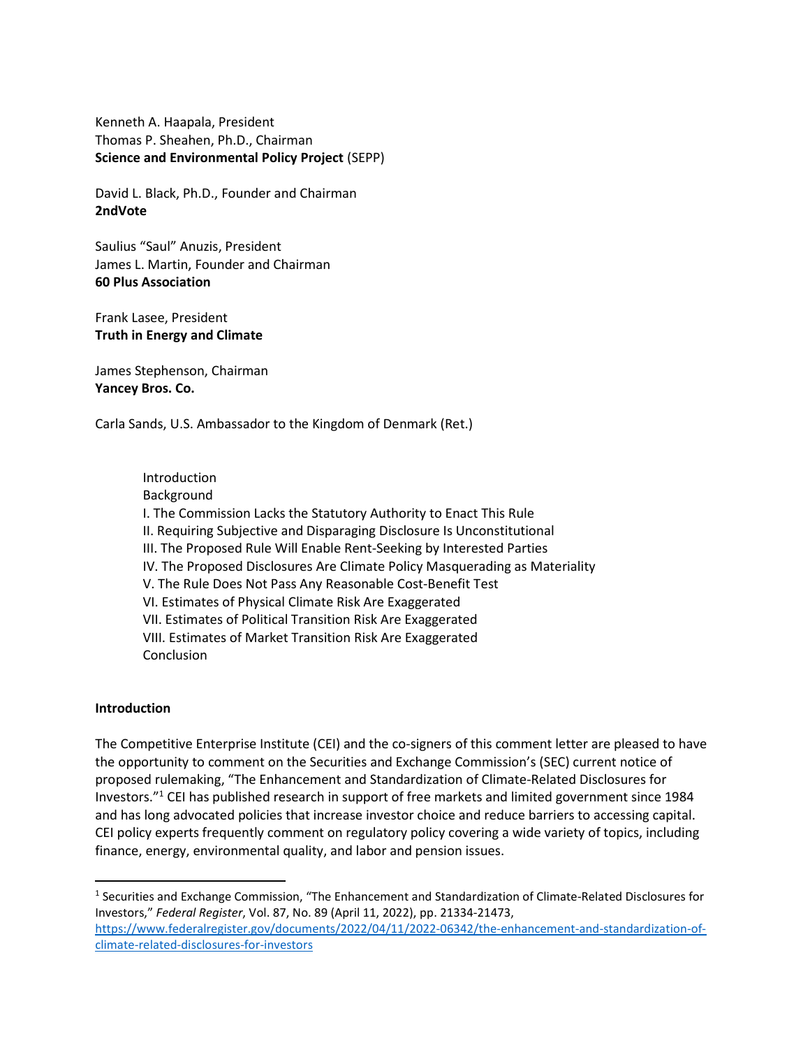Kenneth A. Haapala, President
Thomas P. Sheahen, Ph.D., Chairman
**Science and Environmental Policy Project** (SEPP)

David L. Black, Ph.D., Founder and Chairman
**2ndVote**

Saulius "Saul" Anuzis, President
James L. Martin, Founder and Chairman
**60 Plus Association**

Frank Lasee, President
**Truth in Energy and Climate**

James Stephenson, Chairman
**Yancey Bros. Co.**

Carla Sands, U.S. Ambassador to the Kingdom of Denmark (Ret.)

- Introduction
- Background
- I. The Commission Lacks the Statutory Authority to Enact This Rule
- II. Requiring Subjective and Disparaging Disclosure Is Unconstitutional
- III. The Proposed Rule Will Enable Rent-Seeking by Interested Parties
- IV. The Proposed Disclosures Are Climate Policy Masquerading as Materiality
- V. The Rule Does Not Pass Any Reasonable Cost-Benefit Test
- VI. Estimates of Physical Climate Risk Are Exaggerated
- VII. Estimates of Political Transition Risk Are Exaggerated
- VIII. Estimates of Market Transition Risk Are Exaggerated
- Conclusion

## Introduction

The Competitive Enterprise Institute (CEI) and the co-signers of this comment letter are pleased to have the opportunity to comment on the Securities and Exchange Commission's (SEC) current notice of proposed rulemaking, "The Enhancement and Standardization of Climate-Related Disclosures for Investors."[1] CEI has published research in support of free markets and limited government since 1984 and has long advocated policies that increase investor choice and reduce barriers to accessing capital. CEI policy experts frequently comment on regulatory policy covering a wide variety of topics, including finance, energy, environmental quality, and labor and pension issues.

---

[1] Securities and Exchange Commission, "The Enhancement and Standardization of Climate-Related Disclosures for Investors," *Federal Register*, Vol. 87, No. 89 (April 11, 2022), pp. 21334-21473, https://www.federalregister.gov/documents/2022/04/11/2022-06342/the-enhancement-and-standardization-of-climate-related-disclosures-for-investors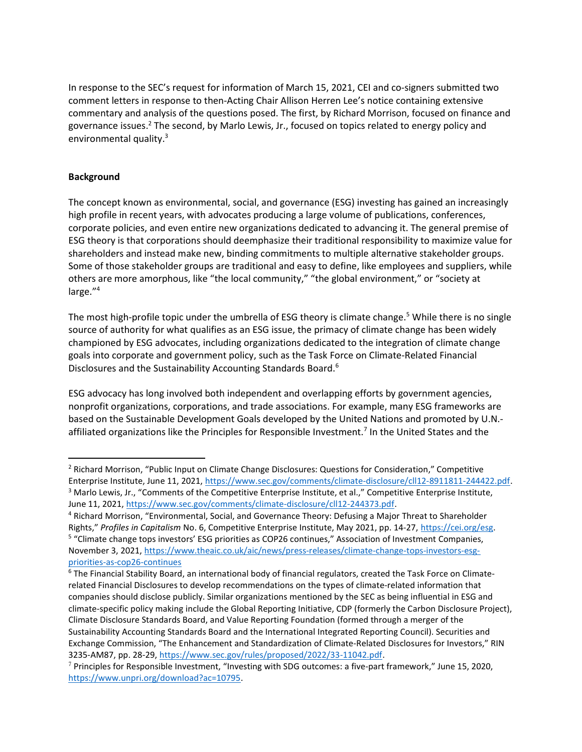In response to the SEC's request for information of March 15, 2021, CEI and co-signers submitted two comment letters in response to then-Acting Chair Allison Herren Lee's notice containing extensive commentary and analysis of the questions posed. The first, by Richard Morrison, focused on finance and governance issues.[2] The second, by Marlo Lewis, Jr., focused on topics related to energy policy and environmental quality.[3]

**Background**

The concept known as environmental, social, and governance (ESG) investing has gained an increasingly high profile in recent years, with advocates producing a large volume of publications, conferences, corporate policies, and even entire new organizations dedicated to advancing it. The general premise of ESG theory is that corporations should deemphasize their traditional responsibility to maximize value for shareholders and instead make new, binding commitments to multiple alternative stakeholder groups. Some of those stakeholder groups are traditional and easy to define, like employees and suppliers, while others are more amorphous, like "the local community," "the global environment," or "society at large."[4]

The most high-profile topic under the umbrella of ESG theory is climate change.[5] While there is no single source of authority for what qualifies as an ESG issue, the primacy of climate change has been widely championed by ESG advocates, including organizations dedicated to the integration of climate change goals into corporate and government policy, such as the Task Force on Climate-Related Financial Disclosures and the Sustainability Accounting Standards Board.[6]

ESG advocacy has long involved both independent and overlapping efforts by government agencies, nonprofit organizations, corporations, and trade associations. For example, many ESG frameworks are based on the Sustainable Development Goals developed by the United Nations and promoted by U.N.-affiliated organizations like the Principles for Responsible Investment.[7] In the United States and the

---

[2] Richard Morrison, "Public Input on Climate Change Disclosures: Questions for Consideration," Competitive Enterprise Institute, June 11, 2021, https://www.sec.gov/comments/climate-disclosure/cll12-8911811-244422.pdf.

[3] Marlo Lewis, Jr., "Comments of the Competitive Enterprise Institute, et al.," Competitive Enterprise Institute, June 11, 2021, https://www.sec.gov/comments/climate-disclosure/cll12-244373.pdf.

[4] Richard Morrison, "Environmental, Social, and Governance Theory: Defusing a Major Threat to Shareholder Rights," *Profiles in Capitalism* No. 6, Competitive Enterprise Institute, May 2021, pp. 14-27, https://cei.org/esg.

[5] "Climate change tops investors' ESG priorities as COP26 continues," Association of Investment Companies, November 3, 2021, https://www.theaic.co.uk/aic/news/press-releases/climate-change-tops-investors-esg-priorities-as-cop26-continues

[6] The Financial Stability Board, an international body of financial regulators, created the Task Force on Climate-related Financial Disclosures to develop recommendations on the types of climate-related information that companies should disclose publicly. Similar organizations mentioned by the SEC as being influential in ESG and climate-specific policy making include the Global Reporting Initiative, CDP (formerly the Carbon Disclosure Project), Climate Disclosure Standards Board, and Value Reporting Foundation (formed through a merger of the Sustainability Accounting Standards Board and the International Integrated Reporting Council). Securities and Exchange Commission, "The Enhancement and Standardization of Climate-Related Disclosures for Investors," RIN 3235-AM87, pp. 28-29, https://www.sec.gov/rules/proposed/2022/33-11042.pdf.

[7] Principles for Responsible Investment, "Investing with SDG outcomes: a five-part framework," June 15, 2020, https://www.unpri.org/download?ac=10795.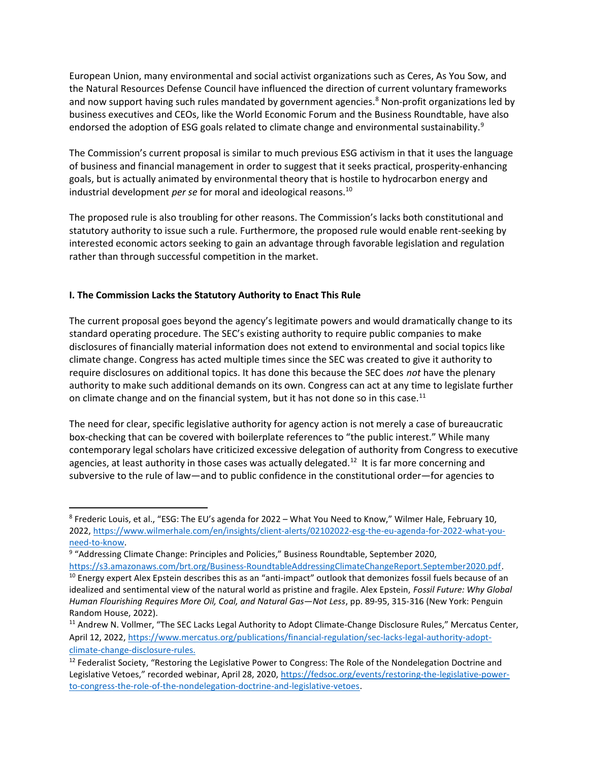European Union, many environmental and social activist organizations such as Ceres, As You Sow, and the Natural Resources Defense Council have influenced the direction of current voluntary frameworks and now support having such rules mandated by government agencies.[8] Non-profit organizations led by business executives and CEOs, like the World Economic Forum and the Business Roundtable, have also endorsed the adoption of ESG goals related to climate change and environmental sustainability.[9]

The Commission's current proposal is similar to much previous ESG activism in that it uses the language of business and financial management in order to suggest that it seeks practical, prosperity-enhancing goals, but is actually animated by environmental theory that is hostile to hydrocarbon energy and industrial development *per se* for moral and ideological reasons.[10]

The proposed rule is also troubling for other reasons. The Commission's lacks both constitutional and statutory authority to issue such a rule. Furthermore, the proposed rule would enable rent-seeking by interested economic actors seeking to gain an advantage through favorable legislation and regulation rather than through successful competition in the market.

## I. The Commission Lacks the Statutory Authority to Enact This Rule

The current proposal goes beyond the agency's legitimate powers and would dramatically change to its standard operating procedure. The SEC's existing authority to require public companies to make disclosures of financially material information does not extend to environmental and social topics like climate change. Congress has acted multiple times since the SEC was created to give it authority to require disclosures on additional topics. It has done this because the SEC does *not* have the plenary authority to make such additional demands on its own. Congress can act at any time to legislate further on climate change and on the financial system, but it has not done so in this case.[11]

The need for clear, specific legislative authority for agency action is not merely a case of bureaucratic box-checking that can be covered with boilerplate references to "the public interest." While many contemporary legal scholars have criticized excessive delegation of authority from Congress to executive agencies, at least authority in those cases was actually delegated.[12] It is far more concerning and subversive to the rule of law—and to public confidence in the constitutional order—for agencies to

---

[8] Frederic Louis, et al., "ESG: The EU's agenda for 2022 – What You Need to Know," Wilmer Hale, February 10, 2022, https://www.wilmerhale.com/en/insights/client-alerts/02102022-esg-the-eu-agenda-for-2022-what-you-need-to-know.

[9] "Addressing Climate Change: Principles and Policies," Business Roundtable, September 2020, https://s3.amazonaws.com/brt.org/Business-RoundtableAddressingClimateChangeReport.September2020.pdf.

[10] Energy expert Alex Epstein describes this as an "anti-impact" outlook that demonizes fossil fuels because of an idealized and sentimental view of the natural world as pristine and fragile. Alex Epstein, *Fossil Future: Why Global Human Flourishing Requires More Oil, Coal, and Natural Gas—Not Less*, pp. 89-95, 315-316 (New York: Penguin Random House, 2022).

[11] Andrew N. Vollmer, "The SEC Lacks Legal Authority to Adopt Climate-Change Disclosure Rules," Mercatus Center, April 12, 2022, https://www.mercatus.org/publications/financial-regulation/sec-lacks-legal-authority-adopt-climate-change-disclosure-rules.

[12] Federalist Society, "Restoring the Legislative Power to Congress: The Role of the Nondelegation Doctrine and Legislative Vetoes," recorded webinar, April 28, 2020, https://fedsoc.org/events/restoring-the-legislative-power-to-congress-the-role-of-the-nondelegation-doctrine-and-legislative-vetoes.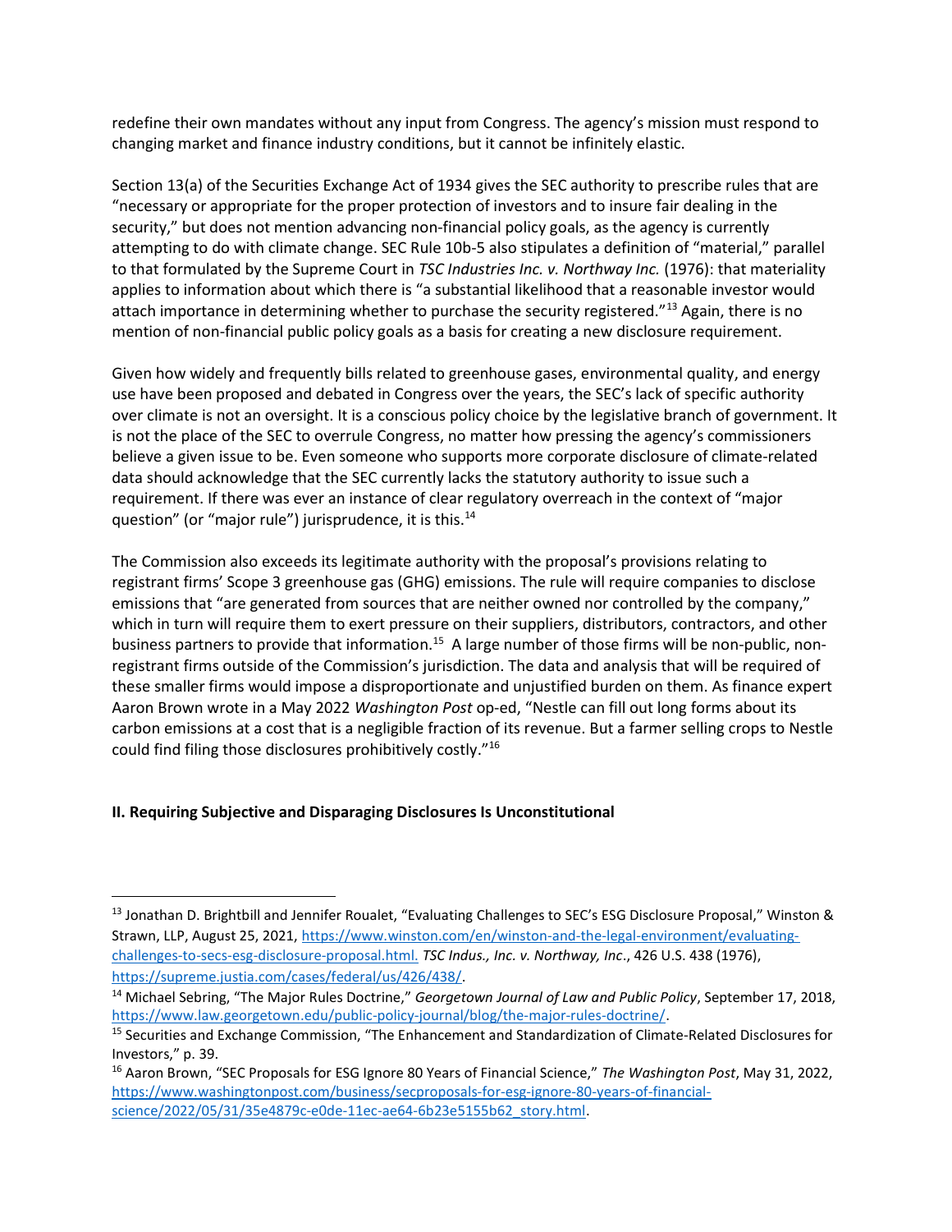redefine their own mandates without any input from Congress. The agency's mission must respond to changing market and finance industry conditions, but it cannot be infinitely elastic.

Section 13(a) of the Securities Exchange Act of 1934 gives the SEC authority to prescribe rules that are "necessary or appropriate for the proper protection of investors and to insure fair dealing in the security," but does not mention advancing non-financial policy goals, as the agency is currently attempting to do with climate change. SEC Rule 10b-5 also stipulates a definition of "material," parallel to that formulated by the Supreme Court in *TSC Industries Inc. v. Northway Inc.* (1976): that materiality applies to information about which there is "a substantial likelihood that a reasonable investor would attach importance in determining whether to purchase the security registered."[13] Again, there is no mention of non-financial public policy goals as a basis for creating a new disclosure requirement.

Given how widely and frequently bills related to greenhouse gases, environmental quality, and energy use have been proposed and debated in Congress over the years, the SEC's lack of specific authority over climate is not an oversight. It is a conscious policy choice by the legislative branch of government. It is not the place of the SEC to overrule Congress, no matter how pressing the agency's commissioners believe a given issue to be. Even someone who supports more corporate disclosure of climate-related data should acknowledge that the SEC currently lacks the statutory authority to issue such a requirement. If there was ever an instance of clear regulatory overreach in the context of "major question" (or "major rule") jurisprudence, it is this.[14]

The Commission also exceeds its legitimate authority with the proposal's provisions relating to registrant firms' Scope 3 greenhouse gas (GHG) emissions. The rule will require companies to disclose emissions that "are generated from sources that are neither owned nor controlled by the company," which in turn will require them to exert pressure on their suppliers, distributors, contractors, and other business partners to provide that information.[15] A large number of those firms will be non-public, non-registrant firms outside of the Commission's jurisdiction. The data and analysis that will be required of these smaller firms would impose a disproportionate and unjustified burden on them. As finance expert Aaron Brown wrote in a May 2022 *Washington Post* op-ed, "Nestle can fill out long forms about its carbon emissions at a cost that is a negligible fraction of its revenue. But a farmer selling crops to Nestle could find filing those disclosures prohibitively costly."[16]

## II. Requiring Subjective and Disparaging Disclosures Is Unconstitutional

---

[13] Jonathan D. Brightbill and Jennifer Roualet, "Evaluating Challenges to SEC's ESG Disclosure Proposal," Winston & Strawn, LLP, August 25, 2021, https://www.winston.com/en/winston-and-the-legal-environment/evaluating-challenges-to-secs-esg-disclosure-proposal.html. *TSC Indus., Inc. v. Northway, Inc*., 426 U.S. 438 (1976), https://supreme.justia.com/cases/federal/us/426/438/.

[14] Michael Sebring, "The Major Rules Doctrine," *Georgetown Journal of Law and Public Policy*, September 17, 2018, https://www.law.georgetown.edu/public-policy-journal/blog/the-major-rules-doctrine/.

[15] Securities and Exchange Commission, "The Enhancement and Standardization of Climate-Related Disclosures for Investors," p. 39.

[16] Aaron Brown, "SEC Proposals for ESG Ignore 80 Years of Financial Science," *The Washington Post*, May 31, 2022, https://www.washingtonpost.com/business/secproposals-for-esg-ignore-80-years-of-financial-science/2022/05/31/35e4879c-e0de-11ec-ae64-6b23e5155b62_story.html.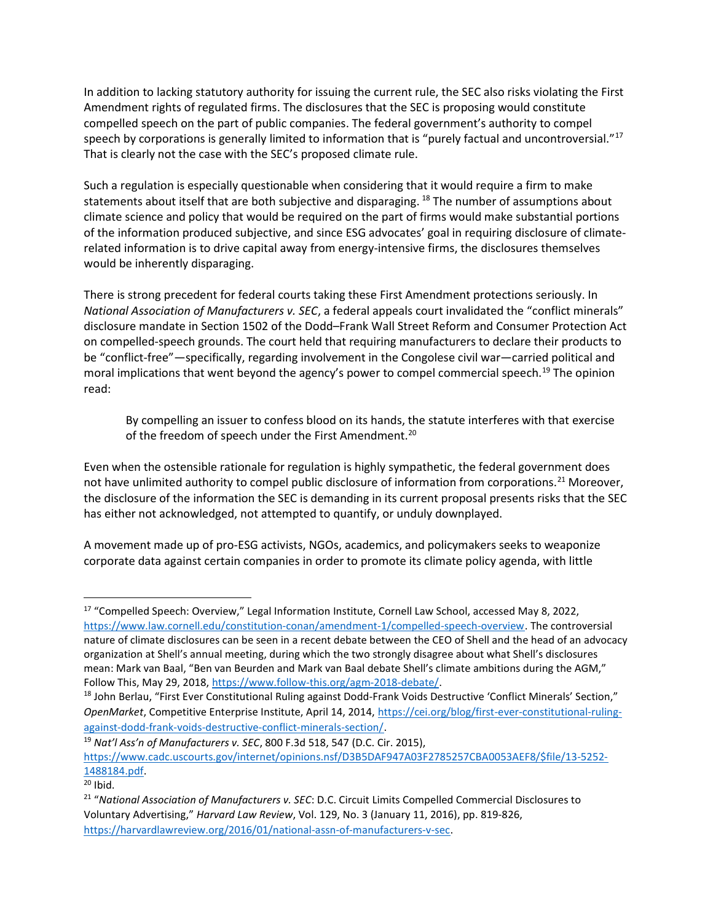In addition to lacking statutory authority for issuing the current rule, the SEC also risks violating the First Amendment rights of regulated firms. The disclosures that the SEC is proposing would constitute compelled speech on the part of public companies. The federal government's authority to compel speech by corporations is generally limited to information that is "purely factual and uncontroversial."[17] That is clearly not the case with the SEC's proposed climate rule.

Such a regulation is especially questionable when considering that it would require a firm to make statements about itself that are both subjective and disparaging.[18] The number of assumptions about climate science and policy that would be required on the part of firms would make substantial portions of the information produced subjective, and since ESG advocates' goal in requiring disclosure of climate-related information is to drive capital away from energy-intensive firms, the disclosures themselves would be inherently disparaging.

There is strong precedent for federal courts taking these First Amendment protections seriously. In *National Association of Manufacturers v. SEC*, a federal appeals court invalidated the "conflict minerals" disclosure mandate in Section 1502 of the Dodd–Frank Wall Street Reform and Consumer Protection Act on compelled-speech grounds. The court held that requiring manufacturers to declare their products to be "conflict-free"—specifically, regarding involvement in the Congolese civil war—carried political and moral implications that went beyond the agency's power to compel commercial speech.[19] The opinion read:

> By compelling an issuer to confess blood on its hands, the statute interferes with that exercise of the freedom of speech under the First Amendment.[20]

Even when the ostensible rationale for regulation is highly sympathetic, the federal government does not have unlimited authority to compel public disclosure of information from corporations.[21] Moreover, the disclosure of the information the SEC is demanding in its current proposal presents risks that the SEC has either not acknowledged, not attempted to quantify, or unduly downplayed.

A movement made up of pro-ESG activists, NGOs, academics, and policymakers seeks to weaponize corporate data against certain companies in order to promote its climate policy agenda, with little

---

[17] "Compelled Speech: Overview," Legal Information Institute, Cornell Law School, accessed May 8, 2022, https://www.law.cornell.edu/constitution-conan/amendment-1/compelled-speech-overview. The controversial nature of climate disclosures can be seen in a recent debate between the CEO of Shell and the head of an advocacy organization at Shell's annual meeting, during which the two strongly disagree about what Shell's disclosures mean: Mark van Baal, "Ben van Beurden and Mark van Baal debate Shell's climate ambitions during the AGM," Follow This, May 29, 2018, https://www.follow-this.org/agm-2018-debate/.

[18] John Berlau, "First Ever Constitutional Ruling against Dodd-Frank Voids Destructive 'Conflict Minerals' Section," *OpenMarket*, Competitive Enterprise Institute, April 14, 2014, https://cei.org/blog/first-ever-constitutional-ruling-against-dodd-frank-voids-destructive-conflict-minerals-section/.

[19] *Nat'l Ass'n of Manufacturers v. SEC*, 800 F.3d 518, 547 (D.C. Cir. 2015), https://www.cadc.uscourts.gov/internet/opinions.nsf/D3B5DAF947A03F2785257CBA0053AEF8/$file/13-5252-1488184.pdf.

[20] Ibid.

[21] "*National Association of Manufacturers v. SEC*: D.C. Circuit Limits Compelled Commercial Disclosures to Voluntary Advertising," *Harvard Law Review*, Vol. 129, No. 3 (January 11, 2016), pp. 819-826, https://harvardlawreview.org/2016/01/national-assn-of-manufacturers-v-sec.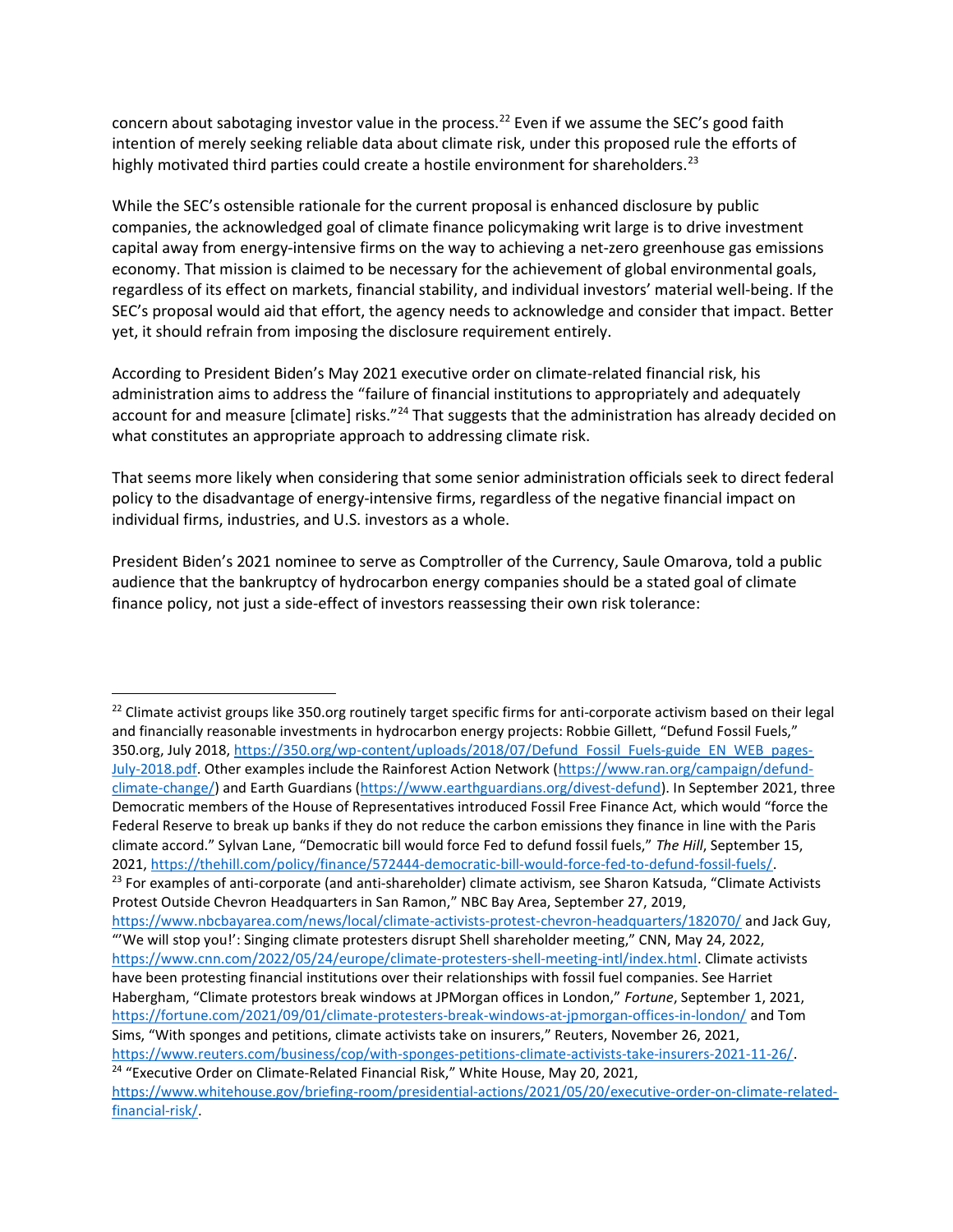concern about sabotaging investor value in the process.[22] Even if we assume the SEC's good faith intention of merely seeking reliable data about climate risk, under this proposed rule the efforts of highly motivated third parties could create a hostile environment for shareholders.[23]

While the SEC's ostensible rationale for the current proposal is enhanced disclosure by public companies, the acknowledged goal of climate finance policymaking writ large is to drive investment capital away from energy-intensive firms on the way to achieving a net-zero greenhouse gas emissions economy. That mission is claimed to be necessary for the achievement of global environmental goals, regardless of its effect on markets, financial stability, and individual investors' material well-being. If the SEC's proposal would aid that effort, the agency needs to acknowledge and consider that impact. Better yet, it should refrain from imposing the disclosure requirement entirely.

According to President Biden's May 2021 executive order on climate-related financial risk, his administration aims to address the "failure of financial institutions to appropriately and adequately account for and measure [climate] risks."[24] That suggests that the administration has already decided on what constitutes an appropriate approach to addressing climate risk.

That seems more likely when considering that some senior administration officials seek to direct federal policy to the disadvantage of energy-intensive firms, regardless of the negative financial impact on individual firms, industries, and U.S. investors as a whole.

President Biden's 2021 nominee to serve as Comptroller of the Currency, Saule Omarova, told a public audience that the bankruptcy of hydrocarbon energy companies should be a stated goal of climate finance policy, not just a side-effect of investors reassessing their own risk tolerance:

---

[22] Climate activist groups like 350.org routinely target specific firms for anti-corporate activism based on their legal and financially reasonable investments in hydrocarbon energy projects: Robbie Gillett, "Defund Fossil Fuels," 350.org, July 2018, https://350.org/wp-content/uploads/2018/07/Defund_Fossil_Fuels-guide_EN_WEB_pages-July-2018.pdf. Other examples include the Rainforest Action Network (https://www.ran.org/campaign/defund-climate-change/) and Earth Guardians (https://www.earthguardians.org/divest-defund). In September 2021, three Democratic members of the House of Representatives introduced Fossil Free Finance Act, which would "force the Federal Reserve to break up banks if they do not reduce the carbon emissions they finance in line with the Paris climate accord." Sylvan Lane, "Democratic bill would force Fed to defund fossil fuels," *The Hill*, September 15, 2021, https://thehill.com/policy/finance/572444-democratic-bill-would-force-fed-to-defund-fossil-fuels/.

[23] For examples of anti-corporate (and anti-shareholder) climate activism, see Sharon Katsuda, "Climate Activists Protest Outside Chevron Headquarters in San Ramon," NBC Bay Area, September 27, 2019, https://www.nbcbayarea.com/news/local/climate-activists-protest-chevron-headquarters/182070/ and Jack Guy, "'We will stop you!': Singing climate protesters disrupt Shell shareholder meeting," CNN, May 24, 2022, https://www.cnn.com/2022/05/24/europe/climate-protesters-shell-meeting-intl/index.html. Climate activists have been protesting financial institutions over their relationships with fossil fuel companies. See Harriet Habergham, "Climate protestors break windows at JPMorgan offices in London," *Fortune*, September 1, 2021, https://fortune.com/2021/09/01/climate-protesters-break-windows-at-jpmorgan-offices-in-london/ and Tom Sims, "With sponges and petitions, climate activists take on insurers," Reuters, November 26, 2021, https://www.reuters.com/business/cop/with-sponges-petitions-climate-activists-take-insurers-2021-11-26/.

[24] "Executive Order on Climate-Related Financial Risk," White House, May 20, 2021, https://www.whitehouse.gov/briefing-room/presidential-actions/2021/05/20/executive-order-on-climate-related-financial-risk/.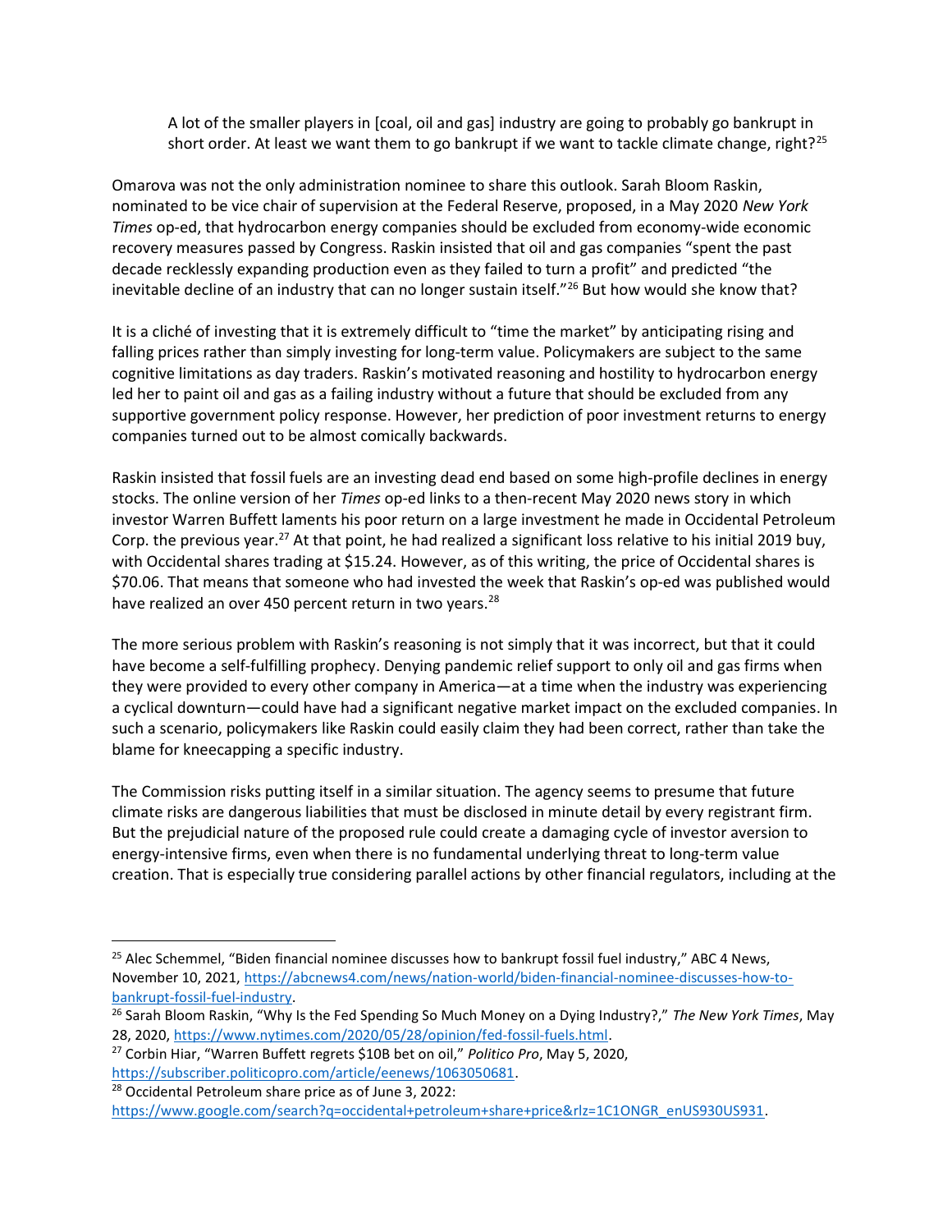> A lot of the smaller players in [coal, oil and gas] industry are going to probably go bankrupt in short order. At least we want them to go bankrupt if we want to tackle climate change, right?[25]

Omarova was not the only administration nominee to share this outlook. Sarah Bloom Raskin, nominated to be vice chair of supervision at the Federal Reserve, proposed, in a May 2020 *New York Times* op-ed, that hydrocarbon energy companies should be excluded from economy-wide economic recovery measures passed by Congress. Raskin insisted that oil and gas companies "spent the past decade recklessly expanding production even as they failed to turn a profit" and predicted "the inevitable decline of an industry that can no longer sustain itself."[26] But how would she know that?

It is a cliché of investing that it is extremely difficult to "time the market" by anticipating rising and falling prices rather than simply investing for long-term value. Policymakers are subject to the same cognitive limitations as day traders. Raskin's motivated reasoning and hostility to hydrocarbon energy led her to paint oil and gas as a failing industry without a future that should be excluded from any supportive government policy response. However, her prediction of poor investment returns to energy companies turned out to be almost comically backwards.

Raskin insisted that fossil fuels are an investing dead end based on some high-profile declines in energy stocks. The online version of her *Times* op-ed links to a then-recent May 2020 news story in which investor Warren Buffett laments his poor return on a large investment he made in Occidental Petroleum Corp. the previous year.[27] At that point, he had realized a significant loss relative to his initial 2019 buy, with Occidental shares trading at $15.24. However, as of this writing, the price of Occidental shares is $70.06. That means that someone who had invested the week that Raskin's op-ed was published would have realized an over 450 percent return in two years.[28]

The more serious problem with Raskin's reasoning is not simply that it was incorrect, but that it could have become a self-fulfilling prophecy. Denying pandemic relief support to only oil and gas firms when they were provided to every other company in America—at a time when the industry was experiencing a cyclical downturn—could have had a significant negative market impact on the excluded companies. In such a scenario, policymakers like Raskin could easily claim they had been correct, rather than take the blame for kneecapping a specific industry.

The Commission risks putting itself in a similar situation. The agency seems to presume that future climate risks are dangerous liabilities that must be disclosed in minute detail by every registrant firm. But the prejudicial nature of the proposed rule could create a damaging cycle of investor aversion to energy-intensive firms, even when there is no fundamental underlying threat to long-term value creation. That is especially true considering parallel actions by other financial regulators, including at the

---

[25] Alec Schemmel, "Biden financial nominee discusses how to bankrupt fossil fuel industry," ABC 4 News, November 10, 2021, https://abcnews4.com/news/nation-world/biden-financial-nominee-discusses-how-to-bankrupt-fossil-fuel-industry.

[26] Sarah Bloom Raskin, "Why Is the Fed Spending So Much Money on a Dying Industry?," *The New York Times*, May 28, 2020, https://www.nytimes.com/2020/05/28/opinion/fed-fossil-fuels.html.

[27] Corbin Hiar, "Warren Buffett regrets $10B bet on oil," *Politico Pro*, May 5, 2020, https://subscriber.politicopro.com/article/eenews/1063050681.

[28] Occidental Petroleum share price as of June 3, 2022: https://www.google.com/search?q=occidental+petroleum+share+price&rlz=1C1ONGR_enUS930US931.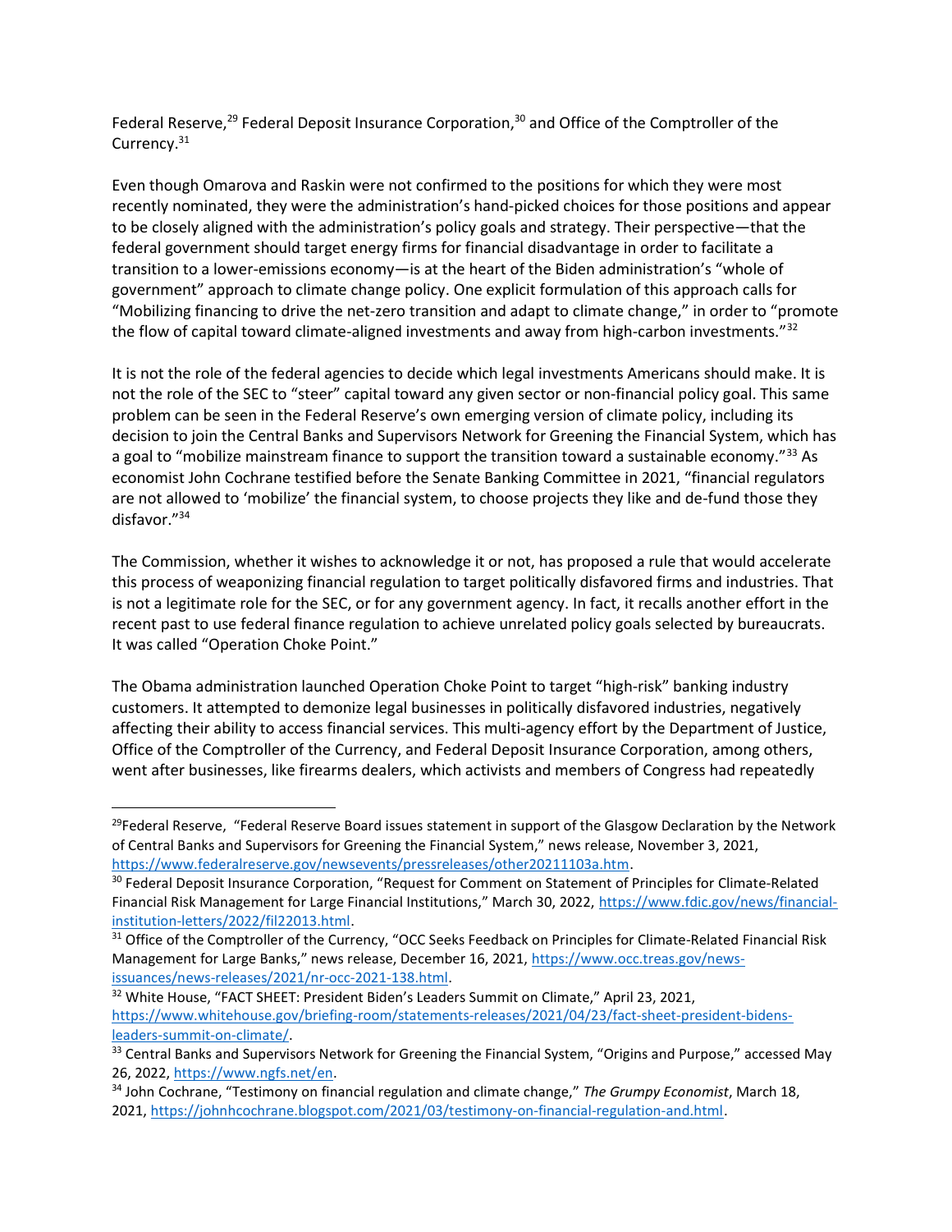Federal Reserve,[29] Federal Deposit Insurance Corporation,[30] and Office of the Comptroller of the Currency.[31]

Even though Omarova and Raskin were not confirmed to the positions for which they were most recently nominated, they were the administration's hand-picked choices for those positions and appear to be closely aligned with the administration's policy goals and strategy. Their perspective—that the federal government should target energy firms for financial disadvantage in order to facilitate a transition to a lower-emissions economy—is at the heart of the Biden administration's "whole of government" approach to climate change policy. One explicit formulation of this approach calls for "Mobilizing financing to drive the net-zero transition and adapt to climate change," in order to "promote the flow of capital toward climate-aligned investments and away from high-carbon investments."[32]

It is not the role of the federal agencies to decide which legal investments Americans should make. It is not the role of the SEC to "steer" capital toward any given sector or non-financial policy goal. This same problem can be seen in the Federal Reserve's own emerging version of climate policy, including its decision to join the Central Banks and Supervisors Network for Greening the Financial System, which has a goal to "mobilize mainstream finance to support the transition toward a sustainable economy."[33] As economist John Cochrane testified before the Senate Banking Committee in 2021, "financial regulators are not allowed to 'mobilize' the financial system, to choose projects they like and de-fund those they disfavor."[34]

The Commission, whether it wishes to acknowledge it or not, has proposed a rule that would accelerate this process of weaponizing financial regulation to target politically disfavored firms and industries. That is not a legitimate role for the SEC, or for any government agency. In fact, it recalls another effort in the recent past to use federal finance regulation to achieve unrelated policy goals selected by bureaucrats. It was called "Operation Choke Point."

The Obama administration launched Operation Choke Point to target "high-risk" banking industry customers. It attempted to demonize legal businesses in politically disfavored industries, negatively affecting their ability to access financial services. This multi-agency effort by the Department of Justice, Office of the Comptroller of the Currency, and Federal Deposit Insurance Corporation, among others, went after businesses, like firearms dealers, which activists and members of Congress had repeatedly

---

[29] Federal Reserve, "Federal Reserve Board issues statement in support of the Glasgow Declaration by the Network of Central Banks and Supervisors for Greening the Financial System," news release, November 3, 2021, https://www.federalreserve.gov/newsevents/pressreleases/other20211103a.htm.

[30] Federal Deposit Insurance Corporation, "Request for Comment on Statement of Principles for Climate-Related Financial Risk Management for Large Financial Institutions," March 30, 2022, https://www.fdic.gov/news/financial-institution-letters/2022/fil22013.html.

[31] Office of the Comptroller of the Currency, "OCC Seeks Feedback on Principles for Climate-Related Financial Risk Management for Large Banks," news release, December 16, 2021, https://www.occ.treas.gov/news-issuances/news-releases/2021/nr-occ-2021-138.html.

[32] White House, "FACT SHEET: President Biden's Leaders Summit on Climate," April 23, 2021, https://www.whitehouse.gov/briefing-room/statements-releases/2021/04/23/fact-sheet-president-bidens-leaders-summit-on-climate/.

[33] Central Banks and Supervisors Network for Greening the Financial System, "Origins and Purpose," accessed May 26, 2022, https://www.ngfs.net/en.

[34] John Cochrane, "Testimony on financial regulation and climate change," *The Grumpy Economist*, March 18, 2021, https://johnhcochrane.blogspot.com/2021/03/testimony-on-financial-regulation-and.html.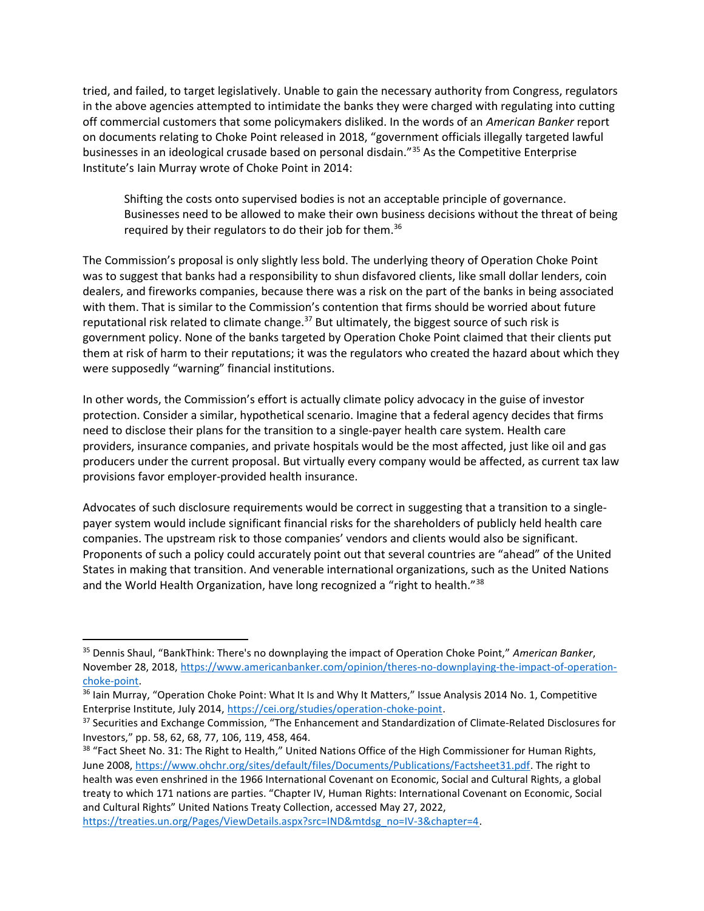tried, and failed, to target legislatively. Unable to gain the necessary authority from Congress, regulators in the above agencies attempted to intimidate the banks they were charged with regulating into cutting off commercial customers that some policymakers disliked. In the words of an *American Banker* report on documents relating to Choke Point released in 2018, "government officials illegally targeted lawful businesses in an ideological crusade based on personal disdain."[35] As the Competitive Enterprise Institute's Iain Murray wrote of Choke Point in 2014:

> Shifting the costs onto supervised bodies is not an acceptable principle of governance. Businesses need to be allowed to make their own business decisions without the threat of being required by their regulators to do their job for them.[36]

The Commission's proposal is only slightly less bold. The underlying theory of Operation Choke Point was to suggest that banks had a responsibility to shun disfavored clients, like small dollar lenders, coin dealers, and fireworks companies, because there was a risk on the part of the banks in being associated with them. That is similar to the Commission's contention that firms should be worried about future reputational risk related to climate change.[37] But ultimately, the biggest source of such risk is government policy. None of the banks targeted by Operation Choke Point claimed that their clients put them at risk of harm to their reputations; it was the regulators who created the hazard about which they were supposedly "warning" financial institutions.

In other words, the Commission's effort is actually climate policy advocacy in the guise of investor protection. Consider a similar, hypothetical scenario. Imagine that a federal agency decides that firms need to disclose their plans for the transition to a single-payer health care system. Health care providers, insurance companies, and private hospitals would be the most affected, just like oil and gas producers under the current proposal. But virtually every company would be affected, as current tax law provisions favor employer-provided health insurance.

Advocates of such disclosure requirements would be correct in suggesting that a transition to a single-payer system would include significant financial risks for the shareholders of publicly held health care companies. The upstream risk to those companies' vendors and clients would also be significant. Proponents of such a policy could accurately point out that several countries are "ahead" of the United States in making that transition. And venerable international organizations, such as the United Nations and the World Health Organization, have long recognized a "right to health."[38]

---

[35] Dennis Shaul, "BankThink: There's no downplaying the impact of Operation Choke Point," *American Banker*, November 28, 2018, https://www.americanbanker.com/opinion/theres-no-downplaying-the-impact-of-operation-choke-point.

[36] Iain Murray, "Operation Choke Point: What It Is and Why It Matters," Issue Analysis 2014 No. 1, Competitive Enterprise Institute, July 2014, https://cei.org/studies/operation-choke-point.

[37] Securities and Exchange Commission, "The Enhancement and Standardization of Climate-Related Disclosures for Investors," pp. 58, 62, 68, 77, 106, 119, 458, 464.

[38] "Fact Sheet No. 31: The Right to Health," United Nations Office of the High Commissioner for Human Rights, June 2008, https://www.ohchr.org/sites/default/files/Documents/Publications/Factsheet31.pdf. The right to health was even enshrined in the 1966 International Covenant on Economic, Social and Cultural Rights, a global treaty to which 171 nations are parties. "Chapter IV, Human Rights: International Covenant on Economic, Social and Cultural Rights" United Nations Treaty Collection, accessed May 27, 2022, https://treaties.un.org/Pages/ViewDetails.aspx?src=IND&mtdsg_no=IV-3&chapter=4.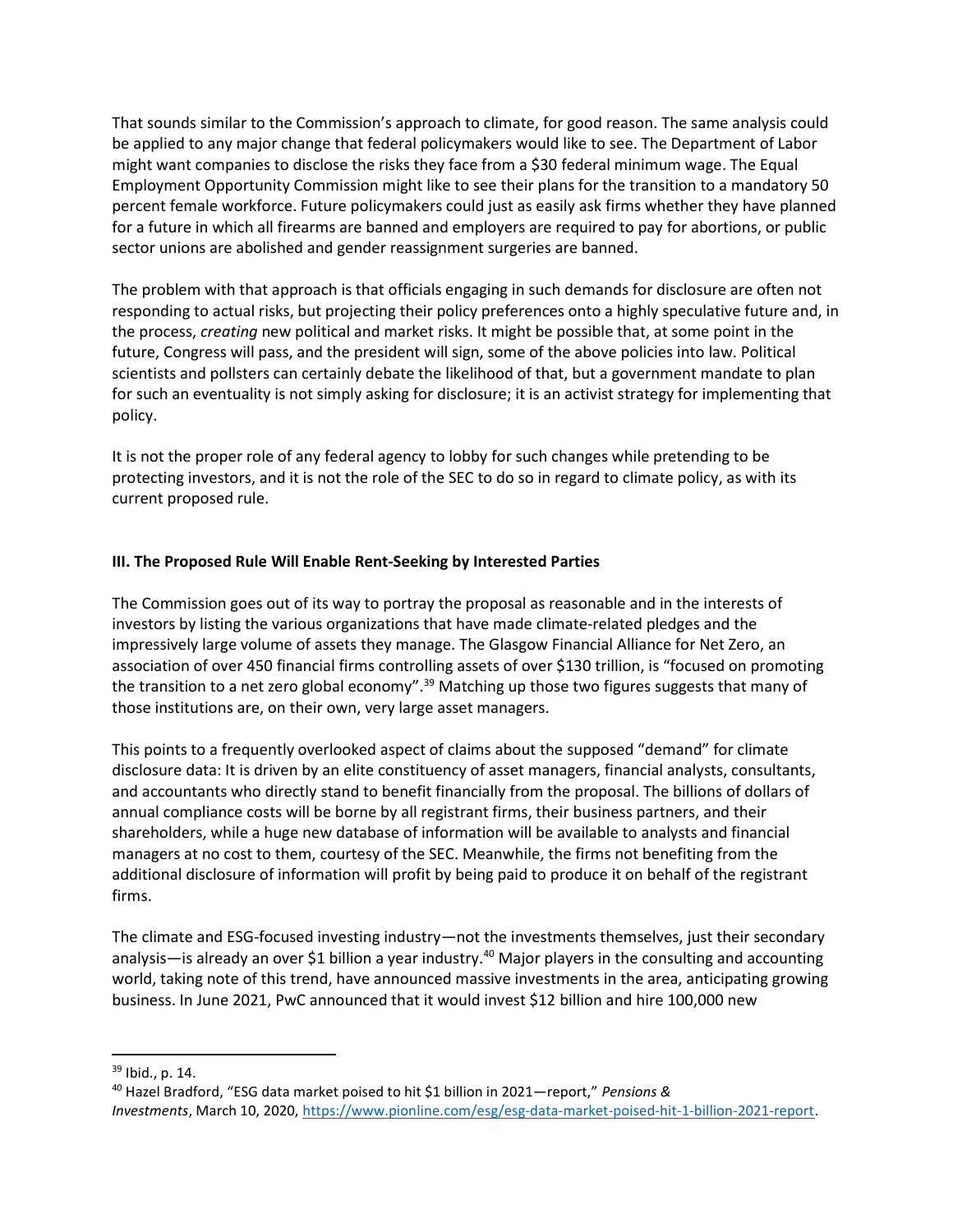That sounds similar to the Commission's approach to climate, for good reason. The same analysis could be applied to any major change that federal policymakers would like to see. The Department of Labor might want companies to disclose the risks they face from a $30 federal minimum wage. The Equal Employment Opportunity Commission might like to see their plans for the transition to a mandatory 50 percent female workforce. Future policymakers could just as easily ask firms whether they have planned for a future in which all firearms are banned and employers are required to pay for abortions, or public sector unions are abolished and gender reassignment surgeries are banned.

The problem with that approach is that officials engaging in such demands for disclosure are often not responding to actual risks, but projecting their policy preferences onto a highly speculative future and, in the process, *creating* new political and market risks. It might be possible that, at some point in the future, Congress will pass, and the president will sign, some of the above policies into law. Political scientists and pollsters can certainly debate the likelihood of that, but a government mandate to plan for such an eventuality is not simply asking for disclosure; it is an activist strategy for implementing that policy.

It is not the proper role of any federal agency to lobby for such changes while pretending to be protecting investors, and it is not the role of the SEC to do so in regard to climate policy, as with its current proposed rule.

### III. The Proposed Rule Will Enable Rent-Seeking by Interested Parties

The Commission goes out of its way to portray the proposal as reasonable and in the interests of investors by listing the various organizations that have made climate-related pledges and the impressively large volume of assets they manage. The Glasgow Financial Alliance for Net Zero, an association of over 450 financial firms controlling assets of over $130 trillion, is "focused on promoting the transition to a net zero global economy".[39] Matching up those two figures suggests that many of those institutions are, on their own, very large asset managers.

This points to a frequently overlooked aspect of claims about the supposed "demand" for climate disclosure data: It is driven by an elite constituency of asset managers, financial analysts, consultants, and accountants who directly stand to benefit financially from the proposal. The billions of dollars of annual compliance costs will be borne by all registrant firms, their business partners, and their shareholders, while a huge new database of information will be available to analysts and financial managers at no cost to them, courtesy of the SEC. Meanwhile, the firms not benefiting from the additional disclosure of information will profit by being paid to produce it on behalf of the registrant firms.

The climate and ESG-focused investing industry—not the investments themselves, just their secondary analysis—is already an over $1 billion a year industry.[40] Major players in the consulting and accounting world, taking note of this trend, have announced massive investments in the area, anticipating growing business. In June 2021, PwC announced that it would invest $12 billion and hire 100,000 new

---

[39] Ibid., p. 14.

[40] Hazel Bradford, "ESG data market poised to hit $1 billion in 2021—report," *Pensions & Investments*, March 10, 2020, https://www.pionline.com/esg/esg-data-market-poised-hit-1-billion-2021-report.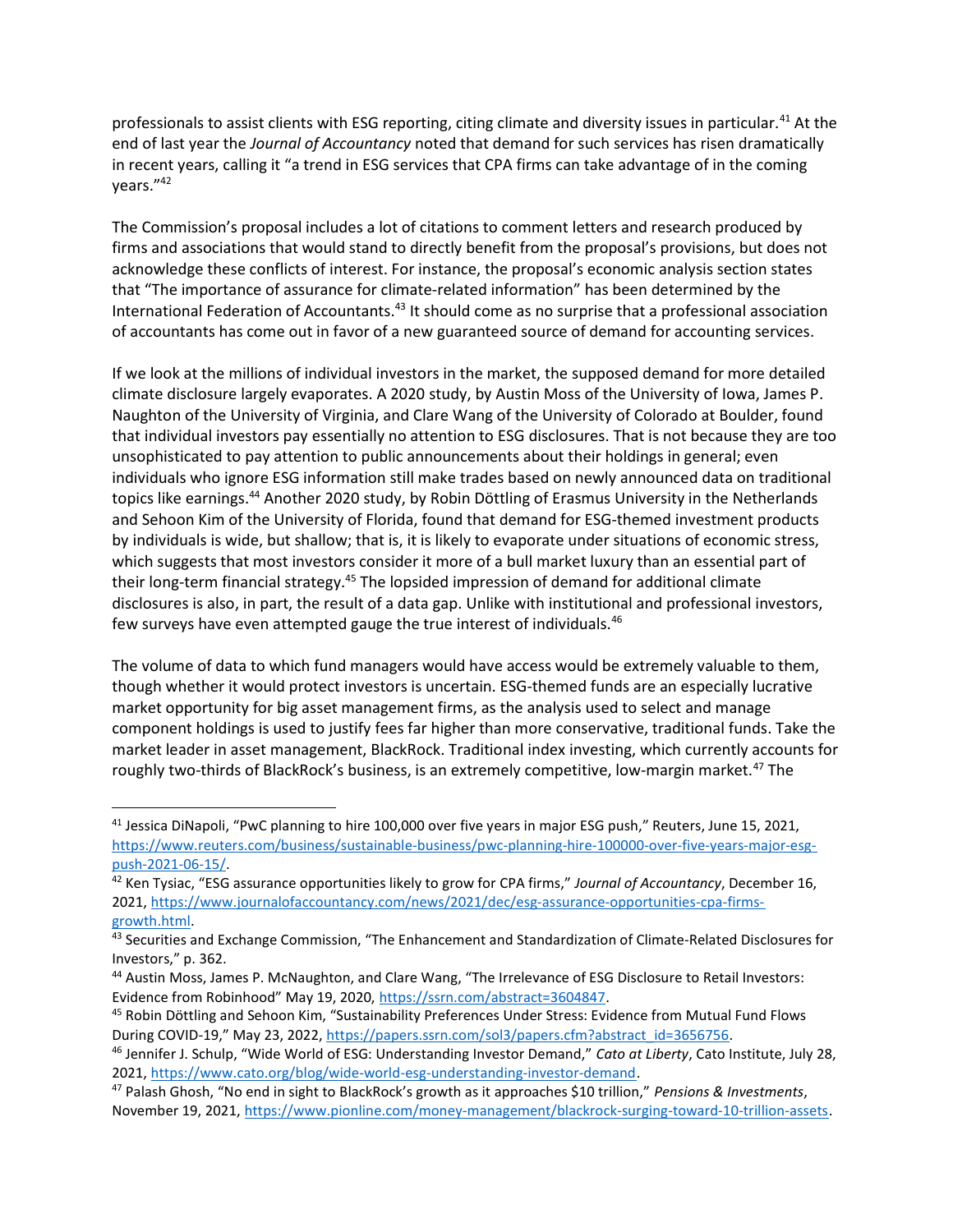professionals to assist clients with ESG reporting, citing climate and diversity issues in particular.[41] At the end of last year the *Journal of Accountancy* noted that demand for such services has risen dramatically in recent years, calling it "a trend in ESG services that CPA firms can take advantage of in the coming years."[42]

The Commission's proposal includes a lot of citations to comment letters and research produced by firms and associations that would stand to directly benefit from the proposal's provisions, but does not acknowledge these conflicts of interest. For instance, the proposal's economic analysis section states that "The importance of assurance for climate-related information" has been determined by the International Federation of Accountants.[43] It should come as no surprise that a professional association of accountants has come out in favor of a new guaranteed source of demand for accounting services.

If we look at the millions of individual investors in the market, the supposed demand for more detailed climate disclosure largely evaporates. A 2020 study, by Austin Moss of the University of Iowa, James P. Naughton of the University of Virginia, and Clare Wang of the University of Colorado at Boulder, found that individual investors pay essentially no attention to ESG disclosures. That is not because they are too unsophisticated to pay attention to public announcements about their holdings in general; even individuals who ignore ESG information still make trades based on newly announced data on traditional topics like earnings.[44] Another 2020 study, by Robin Döttling of Erasmus University in the Netherlands and Sehoon Kim of the University of Florida, found that demand for ESG-themed investment products by individuals is wide, but shallow; that is, it is likely to evaporate under situations of economic stress, which suggests that most investors consider it more of a bull market luxury than an essential part of their long-term financial strategy.[45] The lopsided impression of demand for additional climate disclosures is also, in part, the result of a data gap. Unlike with institutional and professional investors, few surveys have even attempted gauge the true interest of individuals.[46]

The volume of data to which fund managers would have access would be extremely valuable to them, though whether it would protect investors is uncertain. ESG-themed funds are an especially lucrative market opportunity for big asset management firms, as the analysis used to select and manage component holdings is used to justify fees far higher than more conservative, traditional funds. Take the market leader in asset management, BlackRock. Traditional index investing, which currently accounts for roughly two-thirds of BlackRock's business, is an extremely competitive, low-margin market.[47] The

---

[41] Jessica DiNapoli, "PwC planning to hire 100,000 over five years in major ESG push," Reuters, June 15, 2021, https://www.reuters.com/business/sustainable-business/pwc-planning-hire-100000-over-five-years-major-esg-push-2021-06-15/.

[42] Ken Tysiac, "ESG assurance opportunities likely to grow for CPA firms," *Journal of Accountancy*, December 16, 2021, https://www.journalofaccountancy.com/news/2021/dec/esg-assurance-opportunities-cpa-firms-growth.html.

[43] Securities and Exchange Commission, "The Enhancement and Standardization of Climate-Related Disclosures for Investors," p. 362.

[44] Austin Moss, James P. McNaughton, and Clare Wang, "The Irrelevance of ESG Disclosure to Retail Investors: Evidence from Robinhood" May 19, 2020, https://ssrn.com/abstract=3604847.

[45] Robin Döttling and Sehoon Kim, "Sustainability Preferences Under Stress: Evidence from Mutual Fund Flows During COVID-19," May 23, 2022, https://papers.ssrn.com/sol3/papers.cfm?abstract_id=3656756.

[46] Jennifer J. Schulp, "Wide World of ESG: Understanding Investor Demand," *Cato at Liberty*, Cato Institute, July 28, 2021, https://www.cato.org/blog/wide-world-esg-understanding-investor-demand.

[47] Palash Ghosh, "No end in sight to BlackRock's growth as it approaches $10 trillion," *Pensions & Investments*, November 19, 2021, https://www.pionline.com/money-management/blackrock-surging-toward-10-trillion-assets.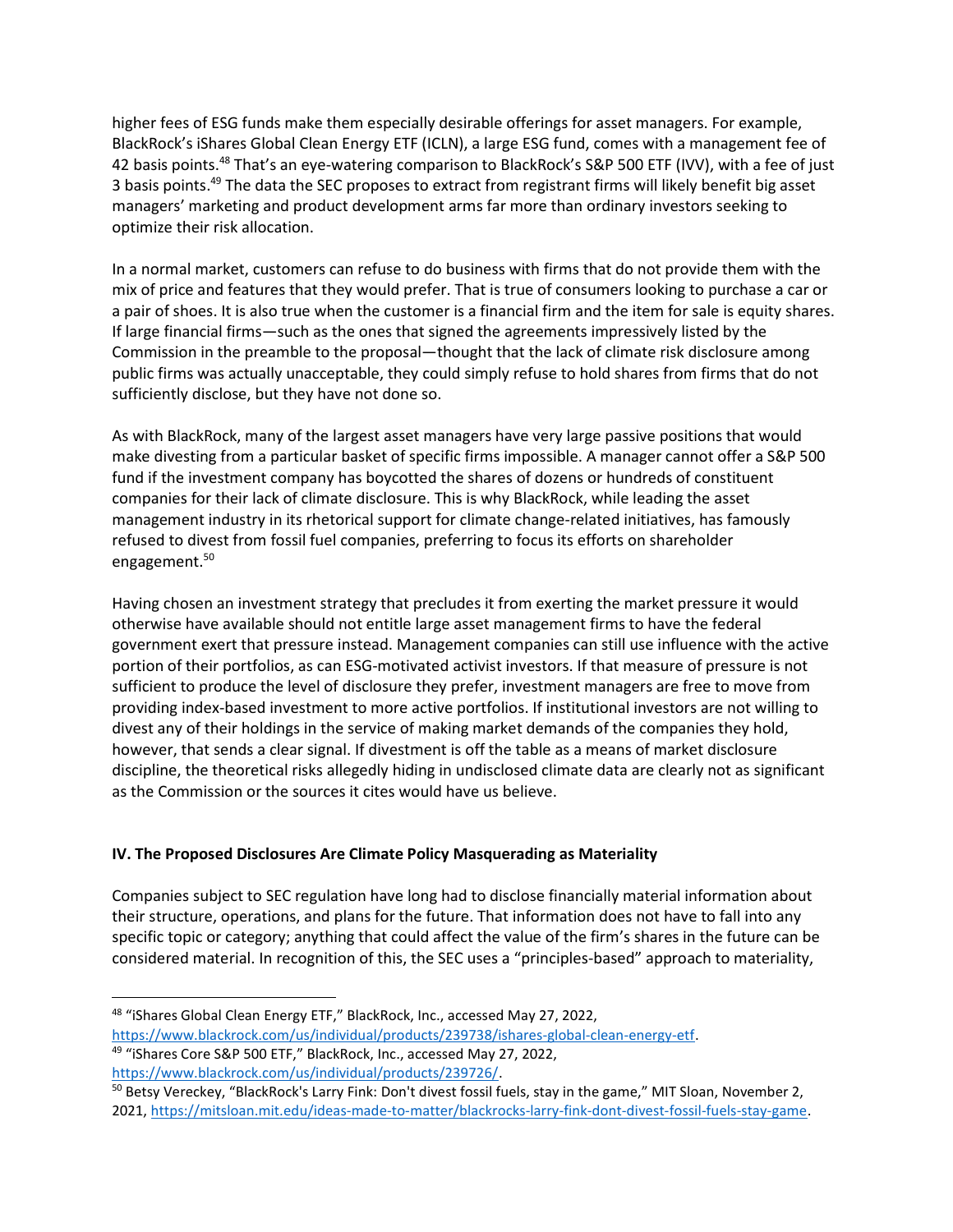higher fees of ESG funds make them especially desirable offerings for asset managers. For example, BlackRock's iShares Global Clean Energy ETF (ICLN), a large ESG fund, comes with a management fee of 42 basis points.[48] That's an eye-watering comparison to BlackRock's S&P 500 ETF (IVV), with a fee of just 3 basis points.[49] The data the SEC proposes to extract from registrant firms will likely benefit big asset managers' marketing and product development arms far more than ordinary investors seeking to optimize their risk allocation.

In a normal market, customers can refuse to do business with firms that do not provide them with the mix of price and features that they would prefer. That is true of consumers looking to purchase a car or a pair of shoes. It is also true when the customer is a financial firm and the item for sale is equity shares. If large financial firms—such as the ones that signed the agreements impressively listed by the Commission in the preamble to the proposal—thought that the lack of climate risk disclosure among public firms was actually unacceptable, they could simply refuse to hold shares from firms that do not sufficiently disclose, but they have not done so.

As with BlackRock, many of the largest asset managers have very large passive positions that would make divesting from a particular basket of specific firms impossible. A manager cannot offer a S&P 500 fund if the investment company has boycotted the shares of dozens or hundreds of constituent companies for their lack of climate disclosure. This is why BlackRock, while leading the asset management industry in its rhetorical support for climate change-related initiatives, has famously refused to divest from fossil fuel companies, preferring to focus its efforts on shareholder engagement.[50]

Having chosen an investment strategy that precludes it from exerting the market pressure it would otherwise have available should not entitle large asset management firms to have the federal government exert that pressure instead. Management companies can still use influence with the active portion of their portfolios, as can ESG-motivated activist investors. If that measure of pressure is not sufficient to produce the level of disclosure they prefer, investment managers are free to move from providing index-based investment to more active portfolios. If institutional investors are not willing to divest any of their holdings in the service of making market demands of the companies they hold, however, that sends a clear signal. If divestment is off the table as a means of market disclosure discipline, the theoretical risks allegedly hiding in undisclosed climate data are clearly not as significant as the Commission or the sources it cites would have us believe.

## IV. The Proposed Disclosures Are Climate Policy Masquerading as Materiality

Companies subject to SEC regulation have long had to disclose financially material information about their structure, operations, and plans for the future. That information does not have to fall into any specific topic or category; anything that could affect the value of the firm's shares in the future can be considered material. In recognition of this, the SEC uses a "principles-based" approach to materiality,

---

[48] "iShares Global Clean Energy ETF," BlackRock, Inc., accessed May 27, 2022, https://www.blackrock.com/us/individual/products/239738/ishares-global-clean-energy-etf.

[49] "iShares Core S&P 500 ETF," BlackRock, Inc., accessed May 27, 2022, https://www.blackrock.com/us/individual/products/239726/.

[50] Betsy Vereckey, "BlackRock's Larry Fink: Don't divest fossil fuels, stay in the game," MIT Sloan, November 2, 2021, https://mitsloan.mit.edu/ideas-made-to-matter/blackrocks-larry-fink-dont-divest-fossil-fuels-stay-game.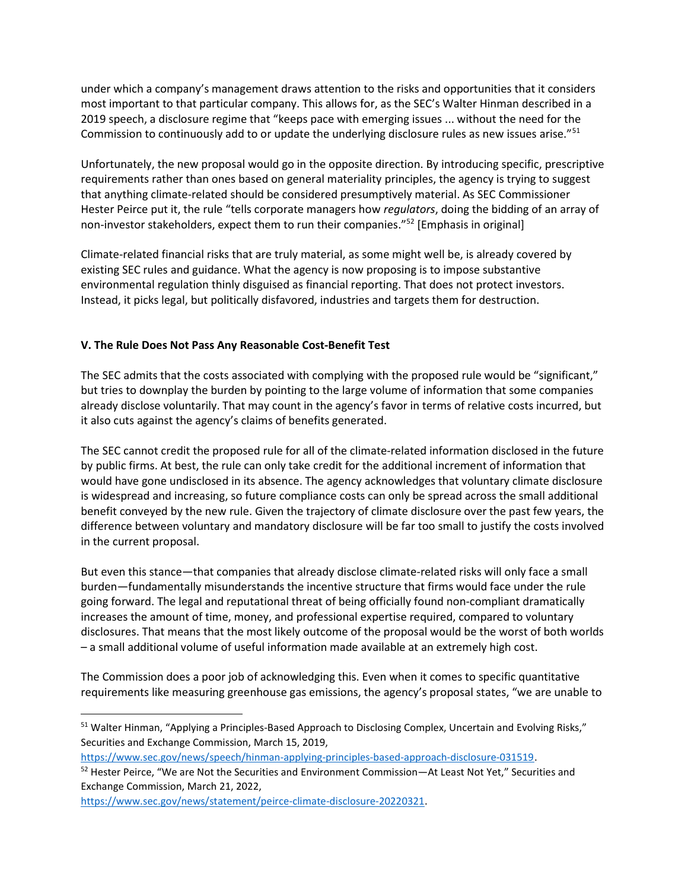under which a company's management draws attention to the risks and opportunities that it considers most important to that particular company. This allows for, as the SEC's Walter Hinman described in a 2019 speech, a disclosure regime that "keeps pace with emerging issues ... without the need for the Commission to continuously add to or update the underlying disclosure rules as new issues arise."[51]

Unfortunately, the new proposal would go in the opposite direction. By introducing specific, prescriptive requirements rather than ones based on general materiality principles, the agency is trying to suggest that anything climate-related should be considered presumptively material. As SEC Commissioner Hester Peirce put it, the rule "tells corporate managers how *regulators*, doing the bidding of an array of non-investor stakeholders, expect them to run their companies."[52] [Emphasis in original]

Climate-related financial risks that are truly material, as some might well be, is already covered by existing SEC rules and guidance. What the agency is now proposing is to impose substantive environmental regulation thinly disguised as financial reporting. That does not protect investors. Instead, it picks legal, but politically disfavored, industries and targets them for destruction.

### V. The Rule Does Not Pass Any Reasonable Cost-Benefit Test

The SEC admits that the costs associated with complying with the proposed rule would be "significant," but tries to downplay the burden by pointing to the large volume of information that some companies already disclose voluntarily. That may count in the agency's favor in terms of relative costs incurred, but it also cuts against the agency's claims of benefits generated.

The SEC cannot credit the proposed rule for all of the climate-related information disclosed in the future by public firms. At best, the rule can only take credit for the additional increment of information that would have gone undisclosed in its absence. The agency acknowledges that voluntary climate disclosure is widespread and increasing, so future compliance costs can only be spread across the small additional benefit conveyed by the new rule. Given the trajectory of climate disclosure over the past few years, the difference between voluntary and mandatory disclosure will be far too small to justify the costs involved in the current proposal.

But even this stance—that companies that already disclose climate-related risks will only face a small burden—fundamentally misunderstands the incentive structure that firms would face under the rule going forward. The legal and reputational threat of being officially found non-compliant dramatically increases the amount of time, money, and professional expertise required, compared to voluntary disclosures. That means that the most likely outcome of the proposal would be the worst of both worlds – a small additional volume of useful information made available at an extremely high cost.

The Commission does a poor job of acknowledging this. Even when it comes to specific quantitative requirements like measuring greenhouse gas emissions, the agency's proposal states, "we are unable to

---

[51] Walter Hinman, "Applying a Principles-Based Approach to Disclosing Complex, Uncertain and Evolving Risks," Securities and Exchange Commission, March 15, 2019, https://www.sec.gov/news/speech/hinman-applying-principles-based-approach-disclosure-031519.

[52] Hester Peirce, "We are Not the Securities and Environment Commission—At Least Not Yet," Securities and Exchange Commission, March 21, 2022, https://www.sec.gov/news/statement/peirce-climate-disclosure-20220321.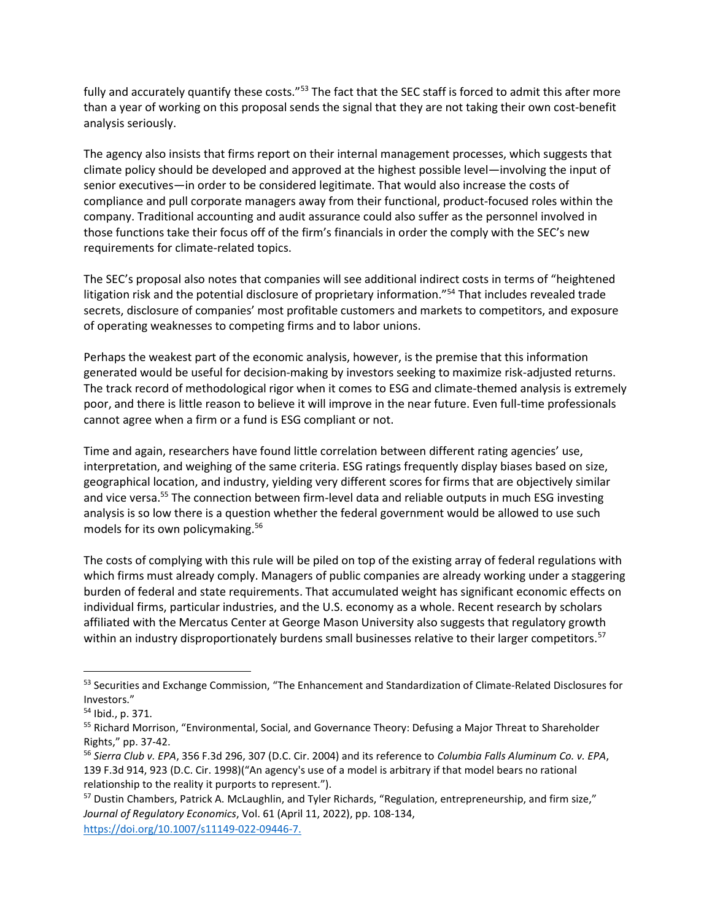fully and accurately quantify these costs."[53] The fact that the SEC staff is forced to admit this after more than a year of working on this proposal sends the signal that they are not taking their own cost-benefit analysis seriously.

The agency also insists that firms report on their internal management processes, which suggests that climate policy should be developed and approved at the highest possible level—involving the input of senior executives—in order to be considered legitimate. That would also increase the costs of compliance and pull corporate managers away from their functional, product-focused roles within the company. Traditional accounting and audit assurance could also suffer as the personnel involved in those functions take their focus off of the firm's financials in order the comply with the SEC's new requirements for climate-related topics.

The SEC's proposal also notes that companies will see additional indirect costs in terms of "heightened litigation risk and the potential disclosure of proprietary information."[54] That includes revealed trade secrets, disclosure of companies' most profitable customers and markets to competitors, and exposure of operating weaknesses to competing firms and to labor unions.

Perhaps the weakest part of the economic analysis, however, is the premise that this information generated would be useful for decision-making by investors seeking to maximize risk-adjusted returns. The track record of methodological rigor when it comes to ESG and climate-themed analysis is extremely poor, and there is little reason to believe it will improve in the near future. Even full-time professionals cannot agree when a firm or a fund is ESG compliant or not.

Time and again, researchers have found little correlation between different rating agencies' use, interpretation, and weighing of the same criteria. ESG ratings frequently display biases based on size, geographical location, and industry, yielding very different scores for firms that are objectively similar and vice versa.[55] The connection between firm-level data and reliable outputs in much ESG investing analysis is so low there is a question whether the federal government would be allowed to use such models for its own policymaking.[56]

The costs of complying with this rule will be piled on top of the existing array of federal regulations with which firms must already comply. Managers of public companies are already working under a staggering burden of federal and state requirements. That accumulated weight has significant economic effects on individual firms, particular industries, and the U.S. economy as a whole. Recent research by scholars affiliated with the Mercatus Center at George Mason University also suggests that regulatory growth within an industry disproportionately burdens small businesses relative to their larger competitors.[57]

---

[53] Securities and Exchange Commission, "The Enhancement and Standardization of Climate-Related Disclosures for Investors."

[54] Ibid., p. 371.

[55] Richard Morrison, "Environmental, Social, and Governance Theory: Defusing a Major Threat to Shareholder Rights," pp. 37-42.

[56] *Sierra Club v. EPA*, 356 F.3d 296, 307 (D.C. Cir. 2004) and its reference to *Columbia Falls Aluminum Co. v. EPA*, 139 F.3d 914, 923 (D.C. Cir. 1998)("An agency's use of a model is arbitrary if that model bears no rational relationship to the reality it purports to represent.").

[57] Dustin Chambers, Patrick A. McLaughlin, and Tyler Richards, "Regulation, entrepreneurship, and firm size," *Journal of Regulatory Economics*, Vol. 61 (April 11, 2022), pp. 108-134, https://doi.org/10.1007/s11149-022-09446-7.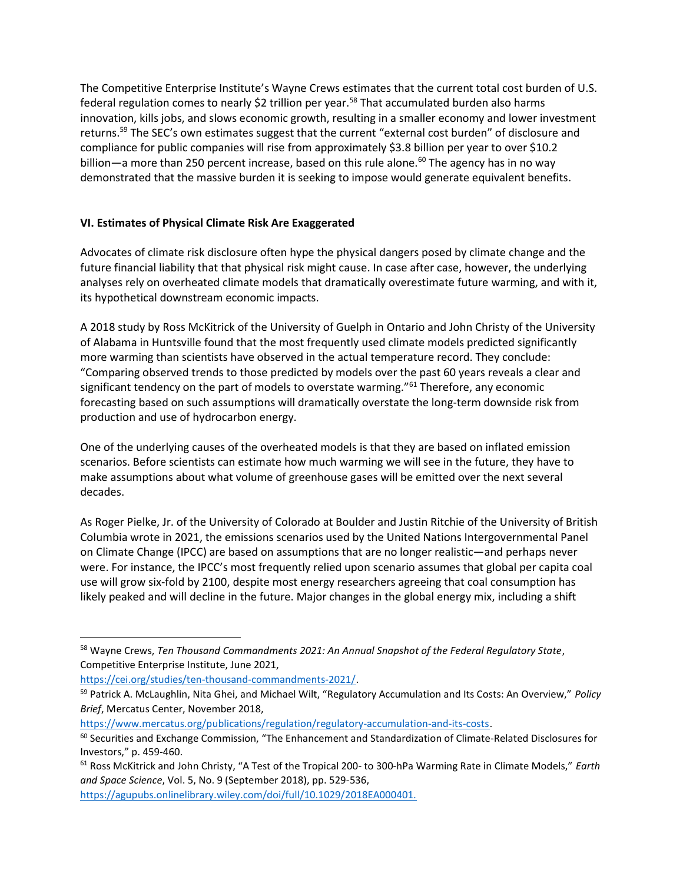The Competitive Enterprise Institute's Wayne Crews estimates that the current total cost burden of U.S. federal regulation comes to nearly $2 trillion per year.[58] That accumulated burden also harms innovation, kills jobs, and slows economic growth, resulting in a smaller economy and lower investment returns.[59] The SEC's own estimates suggest that the current "external cost burden" of disclosure and compliance for public companies will rise from approximately $3.8 billion per year to over $10.2 billion—a more than 250 percent increase, based on this rule alone.[60] The agency has in no way demonstrated that the massive burden it is seeking to impose would generate equivalent benefits.

## VI. Estimates of Physical Climate Risk Are Exaggerated

Advocates of climate risk disclosure often hype the physical dangers posed by climate change and the future financial liability that that physical risk might cause. In case after case, however, the underlying analyses rely on overheated climate models that dramatically overestimate future warming, and with it, its hypothetical downstream economic impacts.

A 2018 study by Ross McKitrick of the University of Guelph in Ontario and John Christy of the University of Alabama in Huntsville found that the most frequently used climate models predicted significantly more warming than scientists have observed in the actual temperature record. They conclude: "Comparing observed trends to those predicted by models over the past 60 years reveals a clear and significant tendency on the part of models to overstate warming."[61] Therefore, any economic forecasting based on such assumptions will dramatically overstate the long-term downside risk from production and use of hydrocarbon energy.

One of the underlying causes of the overheated models is that they are based on inflated emission scenarios. Before scientists can estimate how much warming we will see in the future, they have to make assumptions about what volume of greenhouse gases will be emitted over the next several decades.

As Roger Pielke, Jr. of the University of Colorado at Boulder and Justin Ritchie of the University of British Columbia wrote in 2021, the emissions scenarios used by the United Nations Intergovernmental Panel on Climate Change (IPCC) are based on assumptions that are no longer realistic—and perhaps never were. For instance, the IPCC's most frequently relied upon scenario assumes that global per capita coal use will grow six-fold by 2100, despite most energy researchers agreeing that coal consumption has likely peaked and will decline in the future. Major changes in the global energy mix, including a shift

---

[58] Wayne Crews, *Ten Thousand Commandments 2021: An Annual Snapshot of the Federal Regulatory State*, Competitive Enterprise Institute, June 2021, https://cei.org/studies/ten-thousand-commandments-2021/.

[59] Patrick A. McLaughlin, Nita Ghei, and Michael Wilt, "Regulatory Accumulation and Its Costs: An Overview," *Policy Brief*, Mercatus Center, November 2018, https://www.mercatus.org/publications/regulation/regulatory-accumulation-and-its-costs.

[60] Securities and Exchange Commission, "The Enhancement and Standardization of Climate-Related Disclosures for Investors," p. 459-460.

[61] Ross McKitrick and John Christy, "A Test of the Tropical 200- to 300-hPa Warming Rate in Climate Models," *Earth and Space Science*, Vol. 5, No. 9 (September 2018), pp. 529-536, https://agupubs.onlinelibrary.wiley.com/doi/full/10.1029/2018EA000401.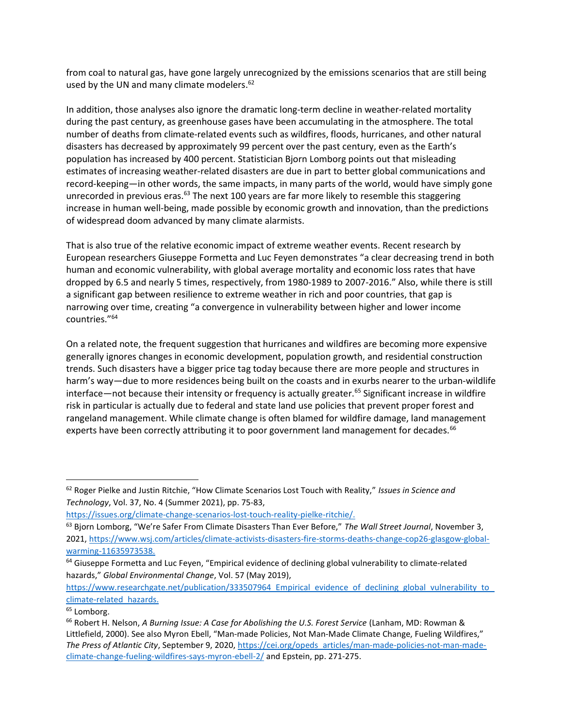from coal to natural gas, have gone largely unrecognized by the emissions scenarios that are still being used by the UN and many climate modelers.[62]

In addition, those analyses also ignore the dramatic long-term decline in weather-related mortality during the past century, as greenhouse gases have been accumulating in the atmosphere. The total number of deaths from climate-related events such as wildfires, floods, hurricanes, and other natural disasters has decreased by approximately 99 percent over the past century, even as the Earth's population has increased by 400 percent. Statistician Bjorn Lomborg points out that misleading estimates of increasing weather-related disasters are due in part to better global communications and record-keeping—in other words, the same impacts, in many parts of the world, would have simply gone unrecorded in previous eras.[63] The next 100 years are far more likely to resemble this staggering increase in human well-being, made possible by economic growth and innovation, than the predictions of widespread doom advanced by many climate alarmists.

That is also true of the relative economic impact of extreme weather events. Recent research by European researchers Giuseppe Formetta and Luc Feyen demonstrates "a clear decreasing trend in both human and economic vulnerability, with global average mortality and economic loss rates that have dropped by 6.5 and nearly 5 times, respectively, from 1980-1989 to 2007-2016." Also, while there is still a significant gap between resilience to extreme weather in rich and poor countries, that gap is narrowing over time, creating "a convergence in vulnerability between higher and lower income countries."[64]

On a related note, the frequent suggestion that hurricanes and wildfires are becoming more expensive generally ignores changes in economic development, population growth, and residential construction trends. Such disasters have a bigger price tag today because there are more people and structures in harm's way—due to more residences being built on the coasts and in exurbs nearer to the urban-wildlife interface—not because their intensity or frequency is actually greater.[65] Significant increase in wildfire risk in particular is actually due to federal and state land use policies that prevent proper forest and rangeland management. While climate change is often blamed for wildfire damage, land management experts have been correctly attributing it to poor government land management for decades.[66]

---

[62] Roger Pielke and Justin Ritchie, "How Climate Scenarios Lost Touch with Reality," *Issues in Science and Technology*, Vol. 37, No. 4 (Summer 2021), pp. 75-83, https://issues.org/climate-change-scenarios-lost-touch-reality-pielke-ritchie/.

[63] Bjorn Lomborg, "We're Safer From Climate Disasters Than Ever Before," *The Wall Street Journal*, November 3, 2021, https://www.wsj.com/articles/climate-activists-disasters-fire-storms-deaths-change-cop26-glasgow-global-warming-11635973538.

[64] Giuseppe Formetta and Luc Feyen, "Empirical evidence of declining global vulnerability to climate-related hazards," *Global Environmental Change*, Vol. 57 (May 2019), https://www.researchgate.net/publication/333507964_Empirical_evidence_of_declining_global_vulnerability_to_climate-related_hazards.

[65] Lomborg.

[66] Robert H. Nelson, *A Burning Issue: A Case for Abolishing the U.S. Forest Service* (Lanham, MD: Rowman & Littlefield, 2000). See also Myron Ebell, "Man-made Policies, Not Man-Made Climate Change, Fueling Wildfires," *The Press of Atlantic City*, September 9, 2020, https://cei.org/opeds_articles/man-made-policies-not-man-made-climate-change-fueling-wildfires-says-myron-ebell-2/ and Epstein, pp. 271-275.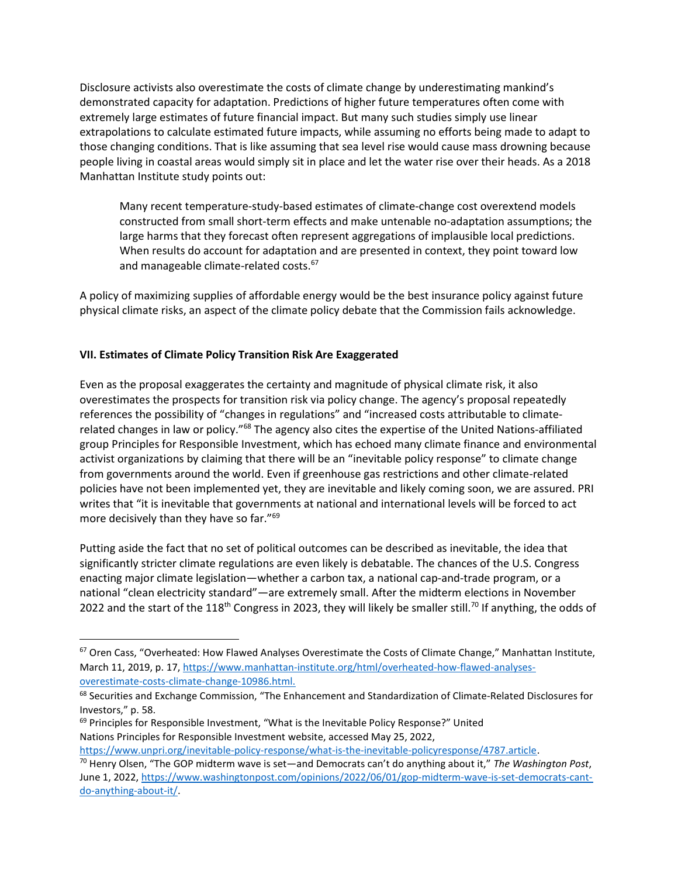Disclosure activists also overestimate the costs of climate change by underestimating mankind's demonstrated capacity for adaptation. Predictions of higher future temperatures often come with extremely large estimates of future financial impact. But many such studies simply use linear extrapolations to calculate estimated future impacts, while assuming no efforts being made to adapt to those changing conditions. That is like assuming that sea level rise would cause mass drowning because people living in coastal areas would simply sit in place and let the water rise over their heads. As a 2018 Manhattan Institute study points out:

> Many recent temperature-study-based estimates of climate-change cost overextend models constructed from small short-term effects and make untenable no-adaptation assumptions; the large harms that they forecast often represent aggregations of implausible local predictions. When results do account for adaptation and are presented in context, they point toward low and manageable climate-related costs.[67]

A policy of maximizing supplies of affordable energy would be the best insurance policy against future physical climate risks, an aspect of the climate policy debate that the Commission fails acknowledge.

## VII. Estimates of Climate Policy Transition Risk Are Exaggerated

Even as the proposal exaggerates the certainty and magnitude of physical climate risk, it also overestimates the prospects for transition risk via policy change. The agency's proposal repeatedly references the possibility of "changes in regulations" and "increased costs attributable to climate-related changes in law or policy."[68] The agency also cites the expertise of the United Nations-affiliated group Principles for Responsible Investment, which has echoed many climate finance and environmental activist organizations by claiming that there will be an "inevitable policy response" to climate change from governments around the world. Even if greenhouse gas restrictions and other climate-related policies have not been implemented yet, they are inevitable and likely coming soon, we are assured. PRI writes that "it is inevitable that governments at national and international levels will be forced to act more decisively than they have so far."[69]

Putting aside the fact that no set of political outcomes can be described as inevitable, the idea that significantly stricter climate regulations are even likely is debatable. The chances of the U.S. Congress enacting major climate legislation—whether a carbon tax, a national cap-and-trade program, or a national "clean electricity standard"—are extremely small. After the midterm elections in November 2022 and the start of the 118th Congress in 2023, they will likely be smaller still.[70] If anything, the odds of

---

[67] Oren Cass, "Overheated: How Flawed Analyses Overestimate the Costs of Climate Change," Manhattan Institute, March 11, 2019, p. 17, https://www.manhattan-institute.org/html/overheated-how-flawed-analyses-overestimate-costs-climate-change-10986.html.

[68] Securities and Exchange Commission, "The Enhancement and Standardization of Climate-Related Disclosures for Investors," p. 58.

[69] Principles for Responsible Investment, "What is the Inevitable Policy Response?" United Nations Principles for Responsible Investment website, accessed May 25, 2022, https://www.unpri.org/inevitable-policy-response/what-is-the-inevitable-policyresponse/4787.article.

[70] Henry Olsen, "The GOP midterm wave is set—and Democrats can't do anything about it," *The Washington Post*, June 1, 2022, https://www.washingtonpost.com/opinions/2022/06/01/gop-midterm-wave-is-set-democrats-cant-do-anything-about-it/.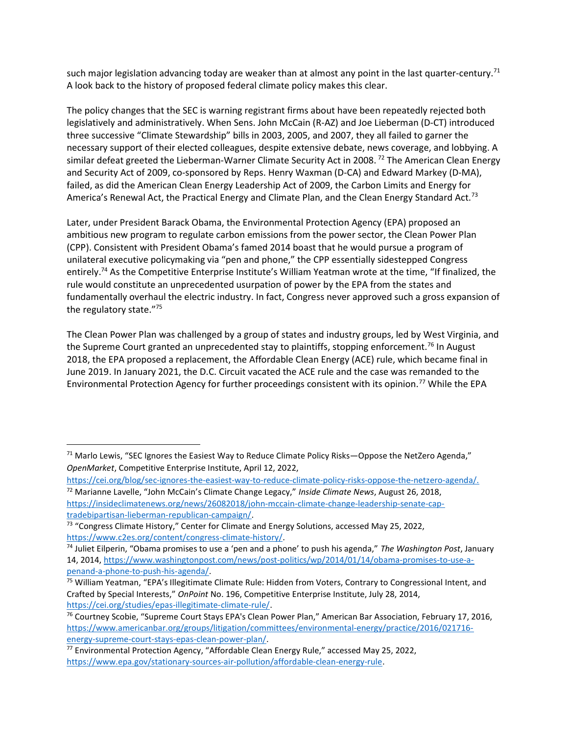such major legislation advancing today are weaker than at almost any point in the last quarter-century.[71] A look back to the history of proposed federal climate policy makes this clear.

The policy changes that the SEC is warning registrant firms about have been repeatedly rejected both legislatively and administratively. When Sens. John McCain (R-AZ) and Joe Lieberman (D-CT) introduced three successive "Climate Stewardship" bills in 2003, 2005, and 2007, they all failed to garner the necessary support of their elected colleagues, despite extensive debate, news coverage, and lobbying. A similar defeat greeted the Lieberman-Warner Climate Security Act in 2008.[72] The American Clean Energy and Security Act of 2009, co-sponsored by Reps. Henry Waxman (D-CA) and Edward Markey (D-MA), failed, as did the American Clean Energy Leadership Act of 2009, the Carbon Limits and Energy for America's Renewal Act, the Practical Energy and Climate Plan, and the Clean Energy Standard Act.[73]

Later, under President Barack Obama, the Environmental Protection Agency (EPA) proposed an ambitious new program to regulate carbon emissions from the power sector, the Clean Power Plan (CPP). Consistent with President Obama's famed 2014 boast that he would pursue a program of unilateral executive policymaking via "pen and phone," the CPP essentially sidestepped Congress entirely.[74] As the Competitive Enterprise Institute's William Yeatman wrote at the time, "If finalized, the rule would constitute an unprecedented usurpation of power by the EPA from the states and fundamentally overhaul the electric industry. In fact, Congress never approved such a gross expansion of the regulatory state."[75]

The Clean Power Plan was challenged by a group of states and industry groups, led by West Virginia, and the Supreme Court granted an unprecedented stay to plaintiffs, stopping enforcement.[76] In August 2018, the EPA proposed a replacement, the Affordable Clean Energy (ACE) rule, which became final in June 2019. In January 2021, the D.C. Circuit vacated the ACE rule and the case was remanded to the Environmental Protection Agency for further proceedings consistent with its opinion.[77] While the EPA

---

[71] Marlo Lewis, "SEC Ignores the Easiest Way to Reduce Climate Policy Risks—Oppose the NetZero Agenda," *OpenMarket*, Competitive Enterprise Institute, April 12, 2022, https://cei.org/blog/sec-ignores-the-easiest-way-to-reduce-climate-policy-risks-oppose-the-netzero-agenda/.

[72] Marianne Lavelle, "John McCain's Climate Change Legacy," *Inside Climate News*, August 26, 2018, https://insideclimatenews.org/news/26082018/john-mccain-climate-change-leadership-senate-cap-tradebipartisan-lieberman-republican-campaign/.

[73] "Congress Climate History," Center for Climate and Energy Solutions, accessed May 25, 2022, https://www.c2es.org/content/congress-climate-history/.

[74] Juliet Eilperin, "Obama promises to use a 'pen and a phone' to push his agenda," *The Washington Post*, January 14, 2014, https://www.washingtonpost.com/news/post-politics/wp/2014/01/14/obama-promises-to-use-a-penand-a-phone-to-push-his-agenda/.

[75] William Yeatman, "EPA's Illegitimate Climate Rule: Hidden from Voters, Contrary to Congressional Intent, and Crafted by Special Interests," *OnPoint* No. 196, Competitive Enterprise Institute, July 28, 2014, https://cei.org/studies/epas-illegitimate-climate-rule/.

[76] Courtney Scobie, "Supreme Court Stays EPA's Clean Power Plan," American Bar Association, February 17, 2016, https://www.americanbar.org/groups/litigation/committees/environmental-energy/practice/2016/021716-energy-supreme-court-stays-epas-clean-power-plan/.

[77] Environmental Protection Agency, "Affordable Clean Energy Rule," accessed May 25, 2022, https://www.epa.gov/stationary-sources-air-pollution/affordable-clean-energy-rule.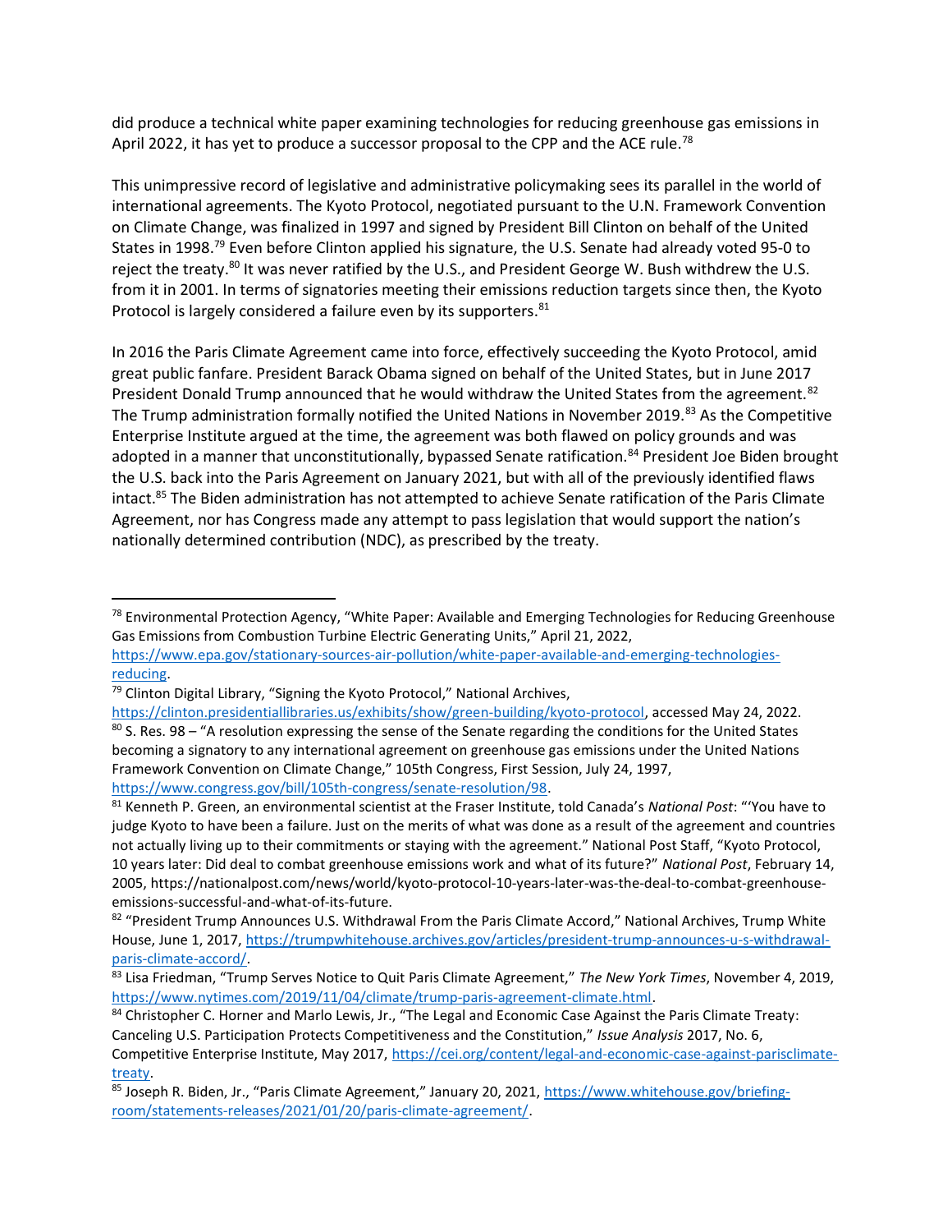did produce a technical white paper examining technologies for reducing greenhouse gas emissions in April 2022, it has yet to produce a successor proposal to the CPP and the ACE rule.[78]

This unimpressive record of legislative and administrative policymaking sees its parallel in the world of international agreements. The Kyoto Protocol, negotiated pursuant to the U.N. Framework Convention on Climate Change, was finalized in 1997 and signed by President Bill Clinton on behalf of the United States in 1998.[79] Even before Clinton applied his signature, the U.S. Senate had already voted 95-0 to reject the treaty.[80] It was never ratified by the U.S., and President George W. Bush withdrew the U.S. from it in 2001. In terms of signatories meeting their emissions reduction targets since then, the Kyoto Protocol is largely considered a failure even by its supporters.[81]

In 2016 the Paris Climate Agreement came into force, effectively succeeding the Kyoto Protocol, amid great public fanfare. President Barack Obama signed on behalf of the United States, but in June 2017 President Donald Trump announced that he would withdraw the United States from the agreement.[82] The Trump administration formally notified the United Nations in November 2019.[83] As the Competitive Enterprise Institute argued at the time, the agreement was both flawed on policy grounds and was adopted in a manner that unconstitutionally, bypassed Senate ratification.[84] President Joe Biden brought the U.S. back into the Paris Agreement on January 2021, but with all of the previously identified flaws intact.[85] The Biden administration has not attempted to achieve Senate ratification of the Paris Climate Agreement, nor has Congress made any attempt to pass legislation that would support the nation's nationally determined contribution (NDC), as prescribed by the treaty.

---

[78] Environmental Protection Agency, "White Paper: Available and Emerging Technologies for Reducing Greenhouse Gas Emissions from Combustion Turbine Electric Generating Units," April 21, 2022, https://www.epa.gov/stationary-sources-air-pollution/white-paper-available-and-emerging-technologies-reducing.

[79] Clinton Digital Library, "Signing the Kyoto Protocol," National Archives, https://clinton.presidentiallibraries.us/exhibits/show/green-building/kyoto-protocol, accessed May 24, 2022.

[80] S. Res. 98 – "A resolution expressing the sense of the Senate regarding the conditions for the United States becoming a signatory to any international agreement on greenhouse gas emissions under the United Nations Framework Convention on Climate Change," 105th Congress, First Session, July 24, 1997, https://www.congress.gov/bill/105th-congress/senate-resolution/98.

[81] Kenneth P. Green, an environmental scientist at the Fraser Institute, told Canada's *National Post*: "'You have to judge Kyoto to have been a failure. Just on the merits of what was done as a result of the agreement and countries not actually living up to their commitments or staying with the agreement." National Post Staff, "Kyoto Protocol, 10 years later: Did deal to combat greenhouse emissions work and what of its future?" *National Post*, February 14, 2005, https://nationalpost.com/news/world/kyoto-protocol-10-years-later-was-the-deal-to-combat-greenhouse-emissions-successful-and-what-of-its-future.

[82] "President Trump Announces U.S. Withdrawal From the Paris Climate Accord," National Archives, Trump White House, June 1, 2017, https://trumpwhitehouse.archives.gov/articles/president-trump-announces-u-s-withdrawal-paris-climate-accord/.

[83] Lisa Friedman, "Trump Serves Notice to Quit Paris Climate Agreement," *The New York Times*, November 4, 2019, https://www.nytimes.com/2019/11/04/climate/trump-paris-agreement-climate.html.

[84] Christopher C. Horner and Marlo Lewis, Jr., "The Legal and Economic Case Against the Paris Climate Treaty: Canceling U.S. Participation Protects Competitiveness and the Constitution," *Issue Analysis* 2017, No. 6, Competitive Enterprise Institute, May 2017, https://cei.org/content/legal-and-economic-case-against-parisclimate-treaty.

[85] Joseph R. Biden, Jr., "Paris Climate Agreement," January 20, 2021, https://www.whitehouse.gov/briefing-room/statements-releases/2021/01/20/paris-climate-agreement/.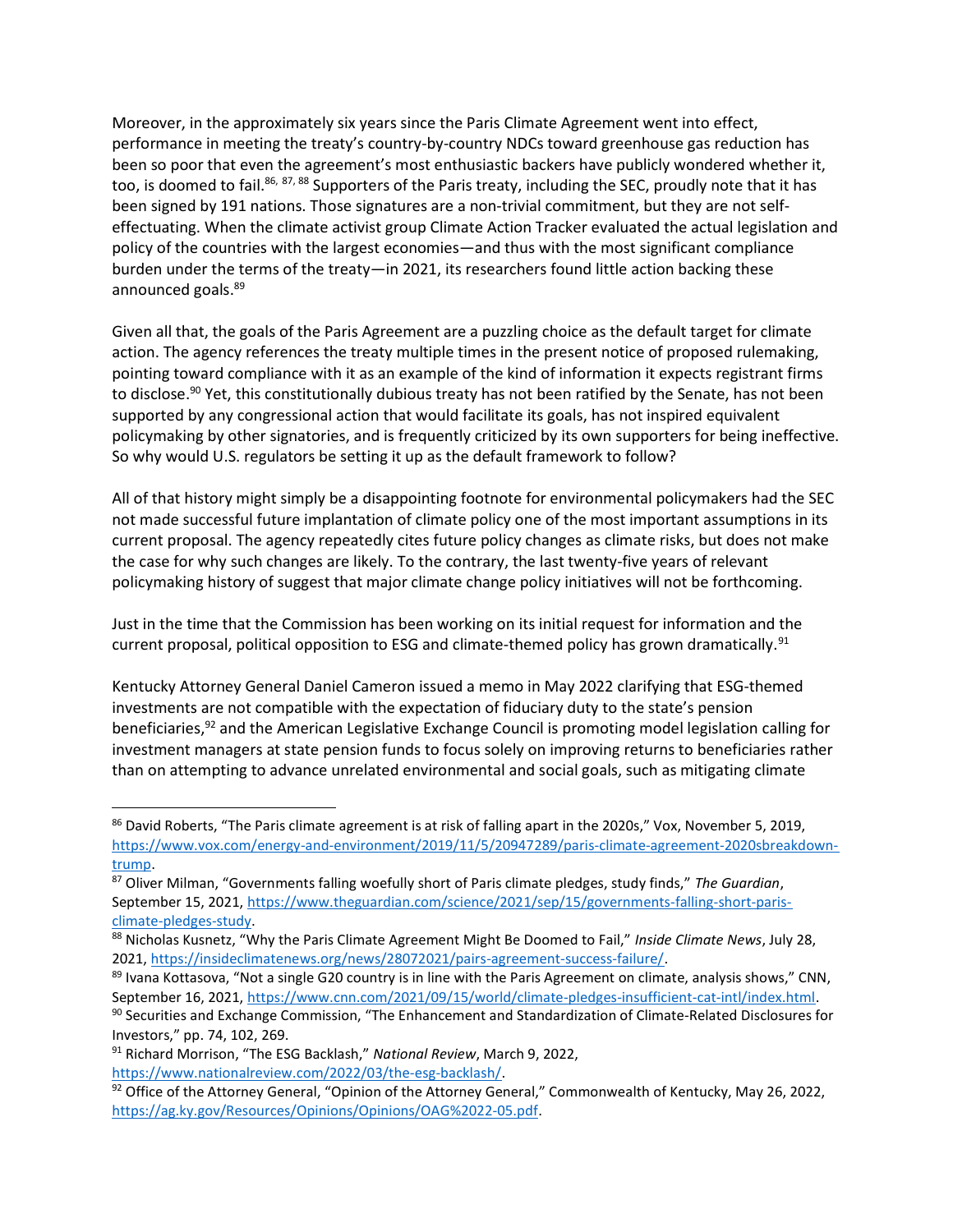Moreover, in the approximately six years since the Paris Climate Agreement went into effect, performance in meeting the treaty's country-by-country NDCs toward greenhouse gas reduction has been so poor that even the agreement's most enthusiastic backers have publicly wondered whether it, too, is doomed to fail.[86, 87, 88] Supporters of the Paris treaty, including the SEC, proudly note that it has been signed by 191 nations. Those signatures are a non-trivial commitment, but they are not self-effectuating. When the climate activist group Climate Action Tracker evaluated the actual legislation and policy of the countries with the largest economies—and thus with the most significant compliance burden under the terms of the treaty—in 2021, its researchers found little action backing these announced goals.[89]

Given all that, the goals of the Paris Agreement are a puzzling choice as the default target for climate action. The agency references the treaty multiple times in the present notice of proposed rulemaking, pointing toward compliance with it as an example of the kind of information it expects registrant firms to disclose.[90] Yet, this constitutionally dubious treaty has not been ratified by the Senate, has not been supported by any congressional action that would facilitate its goals, has not inspired equivalent policymaking by other signatories, and is frequently criticized by its own supporters for being ineffective. So why would U.S. regulators be setting it up as the default framework to follow?

All of that history might simply be a disappointing footnote for environmental policymakers had the SEC not made successful future implantation of climate policy one of the most important assumptions in its current proposal. The agency repeatedly cites future policy changes as climate risks, but does not make the case for why such changes are likely. To the contrary, the last twenty-five years of relevant policymaking history of suggest that major climate change policy initiatives will not be forthcoming.

Just in the time that the Commission has been working on its initial request for information and the current proposal, political opposition to ESG and climate-themed policy has grown dramatically.[91]

Kentucky Attorney General Daniel Cameron issued a memo in May 2022 clarifying that ESG-themed investments are not compatible with the expectation of fiduciary duty to the state's pension beneficiaries,[92] and the American Legislative Exchange Council is promoting model legislation calling for investment managers at state pension funds to focus solely on improving returns to beneficiaries rather than on attempting to advance unrelated environmental and social goals, such as mitigating climate

---

[86] David Roberts, "The Paris climate agreement is at risk of falling apart in the 2020s," Vox, November 5, 2019, https://www.vox.com/energy-and-environment/2019/11/5/20947289/paris-climate-agreement-2020sbreakdown-trump.

[87] Oliver Milman, "Governments falling woefully short of Paris climate pledges, study finds," *The Guardian*, September 15, 2021, https://www.theguardian.com/science/2021/sep/15/governments-falling-short-paris-climate-pledges-study.

[88] Nicholas Kusnetz, "Why the Paris Climate Agreement Might Be Doomed to Fail," *Inside Climate News*, July 28, 2021, https://insideclimatenews.org/news/28072021/pairs-agreement-success-failure/.

[89] Ivana Kottasova, "Not a single G20 country is in line with the Paris Agreement on climate, analysis shows," CNN, September 16, 2021, https://www.cnn.com/2021/09/15/world/climate-pledges-insufficient-cat-intl/index.html.

[90] Securities and Exchange Commission, "The Enhancement and Standardization of Climate-Related Disclosures for Investors," pp. 74, 102, 269.

[91] Richard Morrison, "The ESG Backlash," *National Review*, March 9, 2022, https://www.nationalreview.com/2022/03/the-esg-backlash/.

[92] Office of the Attorney General, "Opinion of the Attorney General," Commonwealth of Kentucky, May 26, 2022, https://ag.ky.gov/Resources/Opinions/Opinions/OAG%2022-05.pdf.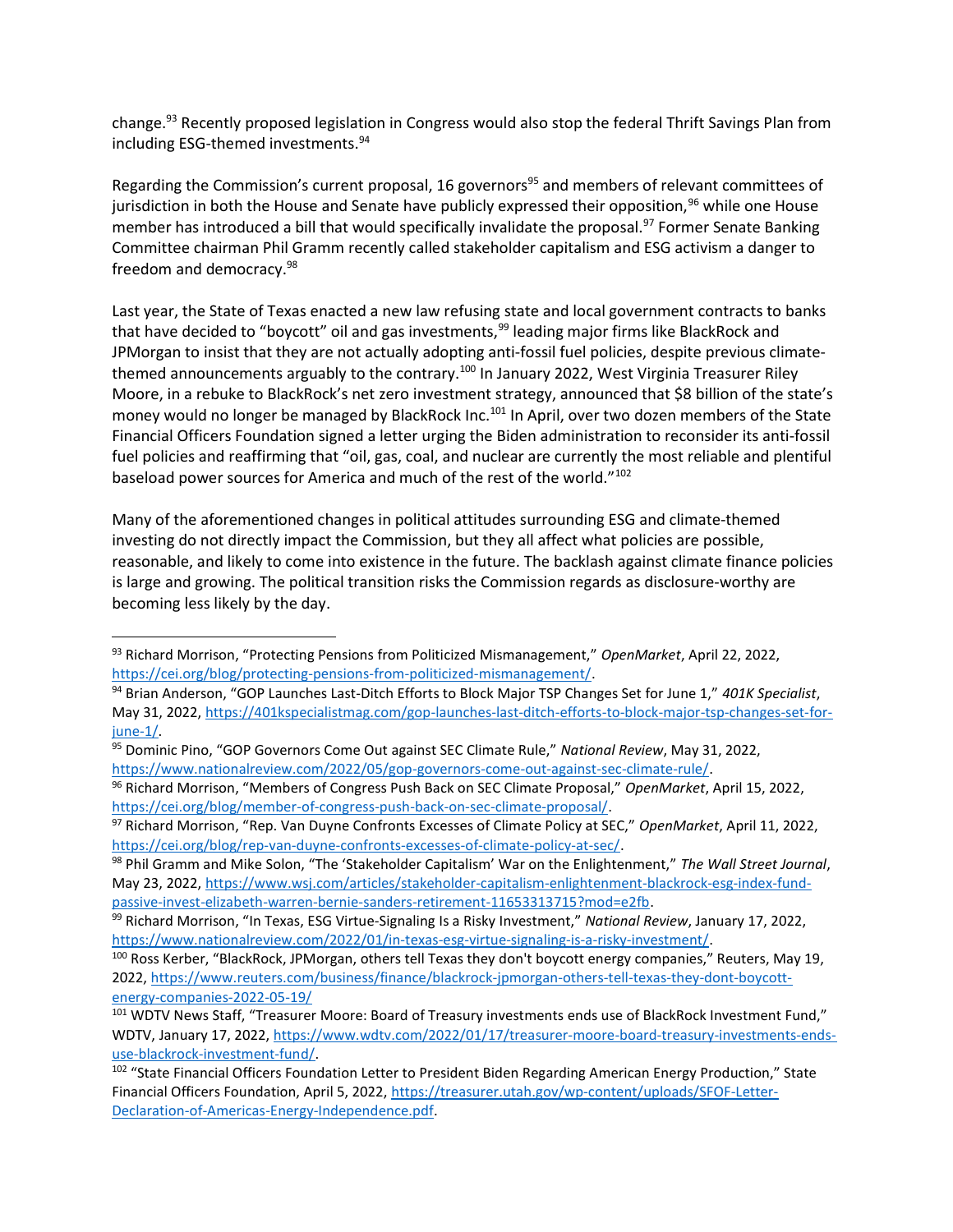change.[93] Recently proposed legislation in Congress would also stop the federal Thrift Savings Plan from including ESG-themed investments.[94]

Regarding the Commission's current proposal, 16 governors[95] and members of relevant committees of jurisdiction in both the House and Senate have publicly expressed their opposition,[96] while one House member has introduced a bill that would specifically invalidate the proposal.[97] Former Senate Banking Committee chairman Phil Gramm recently called stakeholder capitalism and ESG activism a danger to freedom and democracy.[98]

Last year, the State of Texas enacted a new law refusing state and local government contracts to banks that have decided to "boycott" oil and gas investments,[99] leading major firms like BlackRock and JPMorgan to insist that they are not actually adopting anti-fossil fuel policies, despite previous climate-themed announcements arguably to the contrary.[100] In January 2022, West Virginia Treasurer Riley Moore, in a rebuke to BlackRock's net zero investment strategy, announced that $8 billion of the state's money would no longer be managed by BlackRock Inc.[101] In April, over two dozen members of the State Financial Officers Foundation signed a letter urging the Biden administration to reconsider its anti-fossil fuel policies and reaffirming that "oil, gas, coal, and nuclear are currently the most reliable and plentiful baseload power sources for America and much of the rest of the world."[102]

Many of the aforementioned changes in political attitudes surrounding ESG and climate-themed investing do not directly impact the Commission, but they all affect what policies are possible, reasonable, and likely to come into existence in the future. The backlash against climate finance policies is large and growing. The political transition risks the Commission regards as disclosure-worthy are becoming less likely by the day.

---

[93] Richard Morrison, "Protecting Pensions from Politicized Mismanagement," *OpenMarket*, April 22, 2022, https://cei.org/blog/protecting-pensions-from-politicized-mismanagement/.

[94] Brian Anderson, "GOP Launches Last-Ditch Efforts to Block Major TSP Changes Set for June 1," *401K Specialist*, May 31, 2022, https://401kspecialistmag.com/gop-launches-last-ditch-efforts-to-block-major-tsp-changes-set-for-june-1/.

[95] Dominic Pino, "GOP Governors Come Out against SEC Climate Rule," *National Review*, May 31, 2022, https://www.nationalreview.com/2022/05/gop-governors-come-out-against-sec-climate-rule/.

[96] Richard Morrison, "Members of Congress Push Back on SEC Climate Proposal," *OpenMarket*, April 15, 2022, https://cei.org/blog/member-of-congress-push-back-on-sec-climate-proposal/.

[97] Richard Morrison, "Rep. Van Duyne Confronts Excesses of Climate Policy at SEC," *OpenMarket*, April 11, 2022, https://cei.org/blog/rep-van-duyne-confronts-excesses-of-climate-policy-at-sec/.

[98] Phil Gramm and Mike Solon, "The 'Stakeholder Capitalism' War on the Enlightenment," *The Wall Street Journal*, May 23, 2022, https://www.wsj.com/articles/stakeholder-capitalism-enlightenment-blackrock-esg-index-fund-passive-invest-elizabeth-warren-bernie-sanders-retirement-11653313715?mod=e2fb.

[99] Richard Morrison, "In Texas, ESG Virtue-Signaling Is a Risky Investment," *National Review*, January 17, 2022, https://www.nationalreview.com/2022/01/in-texas-esg-virtue-signaling-is-a-risky-investment/.

[100] Ross Kerber, "BlackRock, JPMorgan, others tell Texas they don't boycott energy companies," Reuters, May 19, 2022, https://www.reuters.com/business/finance/blackrock-jpmorgan-others-tell-texas-they-dont-boycott-energy-companies-2022-05-19/

[101] WDTV News Staff, "Treasurer Moore: Board of Treasury investments ends use of BlackRock Investment Fund," WDTV, January 17, 2022, https://www.wdtv.com/2022/01/17/treasurer-moore-board-treasury-investments-ends-use-blackrock-investment-fund/.

[102] "State Financial Officers Foundation Letter to President Biden Regarding American Energy Production," State Financial Officers Foundation, April 5, 2022, https://treasurer.utah.gov/wp-content/uploads/SFOF-Letter-Declaration-of-Americas-Energy-Independence.pdf.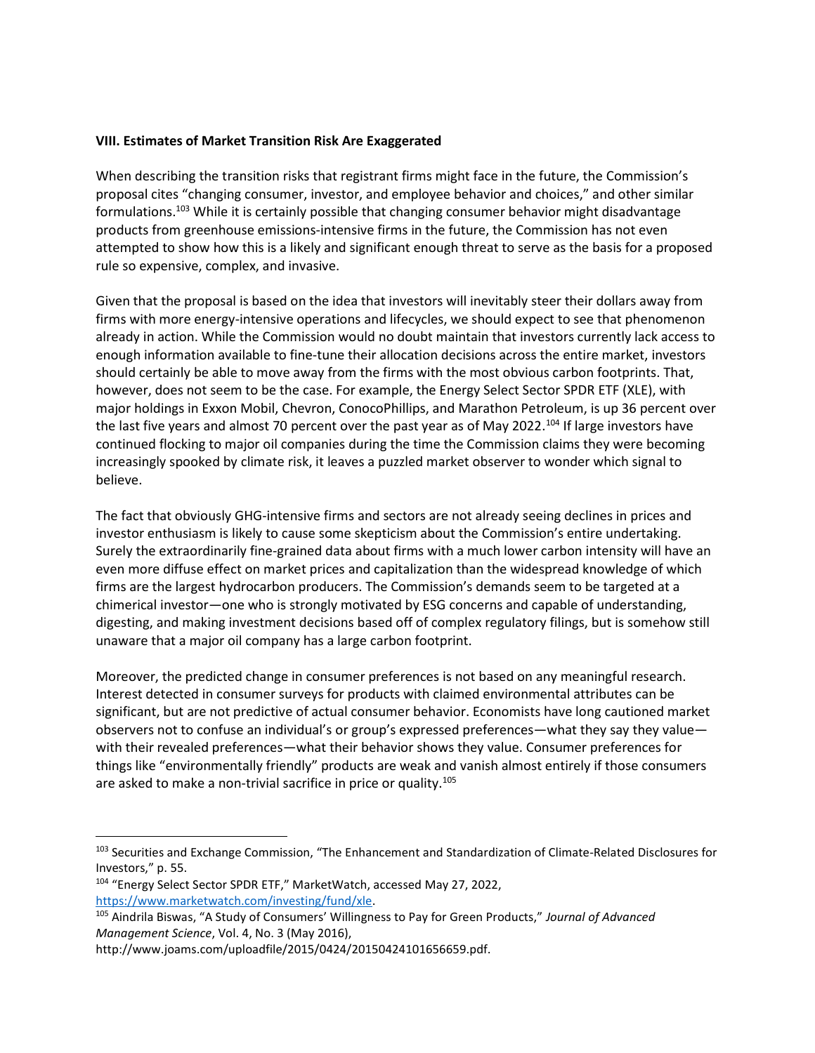**VIII. Estimates of Market Transition Risk Are Exaggerated**

When describing the transition risks that registrant firms might face in the future, the Commission's proposal cites "changing consumer, investor, and employee behavior and choices," and other similar formulations.[103] While it is certainly possible that changing consumer behavior might disadvantage products from greenhouse emissions-intensive firms in the future, the Commission has not even attempted to show how this is a likely and significant enough threat to serve as the basis for a proposed rule so expensive, complex, and invasive.

Given that the proposal is based on the idea that investors will inevitably steer their dollars away from firms with more energy-intensive operations and lifecycles, we should expect to see that phenomenon already in action. While the Commission would no doubt maintain that investors currently lack access to enough information available to fine-tune their allocation decisions across the entire market, investors should certainly be able to move away from the firms with the most obvious carbon footprints. That, however, does not seem to be the case. For example, the Energy Select Sector SPDR ETF (XLE), with major holdings in Exxon Mobil, Chevron, ConocoPhillips, and Marathon Petroleum, is up 36 percent over the last five years and almost 70 percent over the past year as of May 2022.[104] If large investors have continued flocking to major oil companies during the time the Commission claims they were becoming increasingly spooked by climate risk, it leaves a puzzled market observer to wonder which signal to believe.

The fact that obviously GHG-intensive firms and sectors are not already seeing declines in prices and investor enthusiasm is likely to cause some skepticism about the Commission's entire undertaking. Surely the extraordinarily fine-grained data about firms with a much lower carbon intensity will have an even more diffuse effect on market prices and capitalization than the widespread knowledge of which firms are the largest hydrocarbon producers. The Commission's demands seem to be targeted at a chimerical investor—one who is strongly motivated by ESG concerns and capable of understanding, digesting, and making investment decisions based off of complex regulatory filings, but is somehow still unaware that a major oil company has a large carbon footprint.

Moreover, the predicted change in consumer preferences is not based on any meaningful research. Interest detected in consumer surveys for products with claimed environmental attributes can be significant, but are not predictive of actual consumer behavior. Economists have long cautioned market observers not to confuse an individual's or group's expressed preferences—what they say they value—with their revealed preferences—what their behavior shows they value. Consumer preferences for things like "environmentally friendly" products are weak and vanish almost entirely if those consumers are asked to make a non-trivial sacrifice in price or quality.[105]

---

[103] Securities and Exchange Commission, "The Enhancement and Standardization of Climate-Related Disclosures for Investors," p. 55.

[104] "Energy Select Sector SPDR ETF," MarketWatch, accessed May 27, 2022, https://www.marketwatch.com/investing/fund/xle.

[105] Aindrila Biswas, "A Study of Consumers' Willingness to Pay for Green Products," *Journal of Advanced Management Science*, Vol. 4, No. 3 (May 2016), http://www.joams.com/uploadfile/2015/0424/20150424101656659.pdf.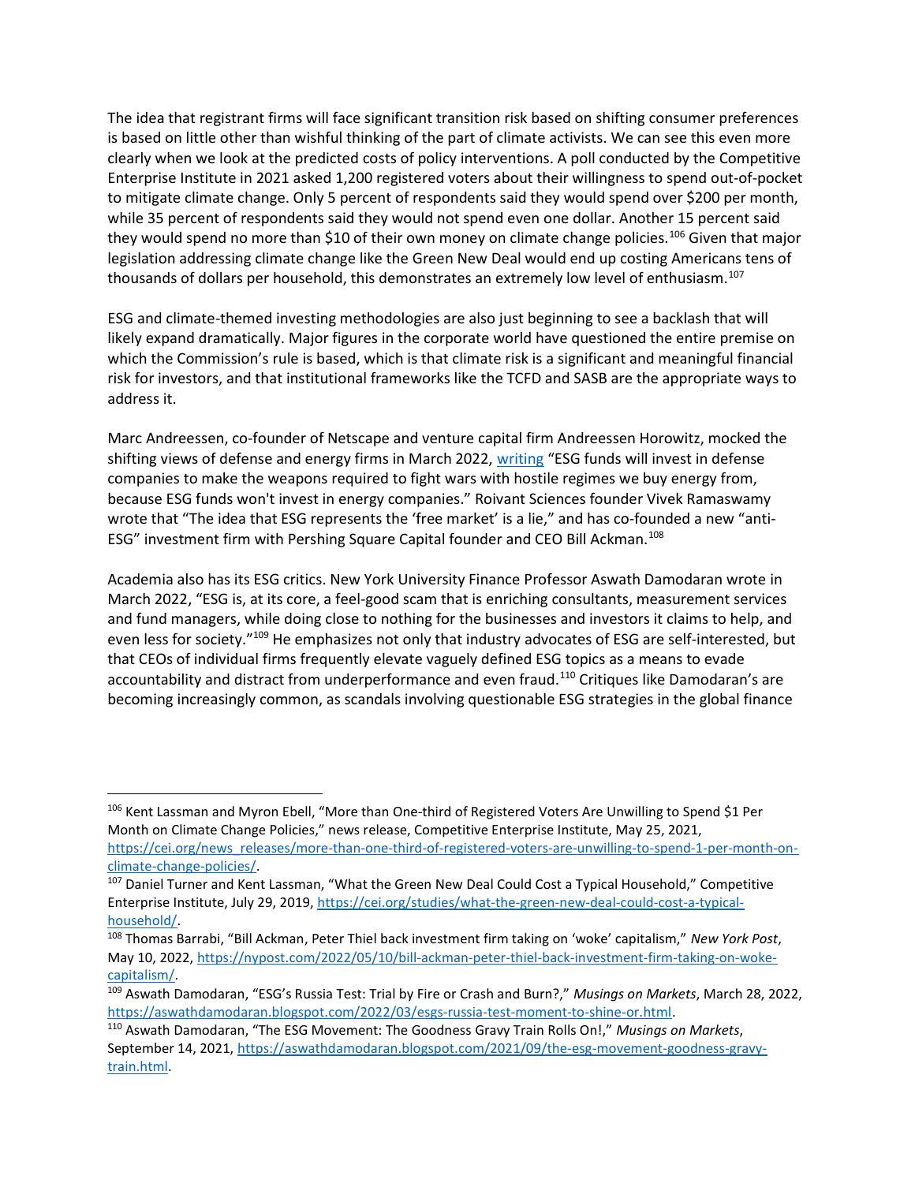The idea that registrant firms will face significant transition risk based on shifting consumer preferences is based on little other than wishful thinking of the part of climate activists. We can see this even more clearly when we look at the predicted costs of policy interventions. A poll conducted by the Competitive Enterprise Institute in 2021 asked 1,200 registered voters about their willingness to spend out-of-pocket to mitigate climate change. Only 5 percent of respondents said they would spend over $200 per month, while 35 percent of respondents said they would not spend even one dollar. Another 15 percent said they would spend no more than $10 of their own money on climate change policies.[106] Given that major legislation addressing climate change like the Green New Deal would end up costing Americans tens of thousands of dollars per household, this demonstrates an extremely low level of enthusiasm.[107]

ESG and climate-themed investing methodologies are also just beginning to see a backlash that will likely expand dramatically. Major figures in the corporate world have questioned the entire premise on which the Commission's rule is based, which is that climate risk is a significant and meaningful financial risk for investors, and that institutional frameworks like the TCFD and SASB are the appropriate ways to address it.

Marc Andreessen, co-founder of Netscape and venture capital firm Andreessen Horowitz, mocked the shifting views of defense and energy firms in March 2022, [writing]() "ESG funds will invest in defense companies to make the weapons required to fight wars with hostile regimes we buy energy from, because ESG funds won't invest in energy companies." Roivant Sciences founder Vivek Ramaswamy wrote that "The idea that ESG represents the 'free market' is a lie," and has co-founded a new "anti-ESG" investment firm with Pershing Square Capital founder and CEO Bill Ackman.[108]

Academia also has its ESG critics. New York University Finance Professor Aswath Damodaran wrote in March 2022, "ESG is, at its core, a feel-good scam that is enriching consultants, measurement services and fund managers, while doing close to nothing for the businesses and investors it claims to help, and even less for society."[109] He emphasizes not only that industry advocates of ESG are self-interested, but that CEOs of individual firms frequently elevate vaguely defined ESG topics as a means to evade accountability and distract from underperformance and even fraud.[110] Critiques like Damodaran's are becoming increasingly common, as scandals involving questionable ESG strategies in the global finance

---

[106] Kent Lassman and Myron Ebell, "More than One-third of Registered Voters Are Unwilling to Spend $1 Per Month on Climate Change Policies," news release, Competitive Enterprise Institute, May 25, 2021, https://cei.org/news_releases/more-than-one-third-of-registered-voters-are-unwilling-to-spend-1-per-month-on-climate-change-policies/.

[107] Daniel Turner and Kent Lassman, "What the Green New Deal Could Cost a Typical Household," Competitive Enterprise Institute, July 29, 2019, https://cei.org/studies/what-the-green-new-deal-could-cost-a-typical-household/.

[108] Thomas Barrabi, "Bill Ackman, Peter Thiel back investment firm taking on 'woke' capitalism," *New York Post*, May 10, 2022, https://nypost.com/2022/05/10/bill-ackman-peter-thiel-back-investment-firm-taking-on-woke-capitalism/.

[109] Aswath Damodaran, "ESG's Russia Test: Trial by Fire or Crash and Burn?," *Musings on Markets*, March 28, 2022, https://aswathdamodaran.blogspot.com/2022/03/esgs-russia-test-moment-to-shine-or.html.

[110] Aswath Damodaran, "The ESG Movement: The Goodness Gravy Train Rolls On!," *Musings on Markets*, September 14, 2021, https://aswathdamodaran.blogspot.com/2021/09/the-esg-movement-goodness-gravy-train.html.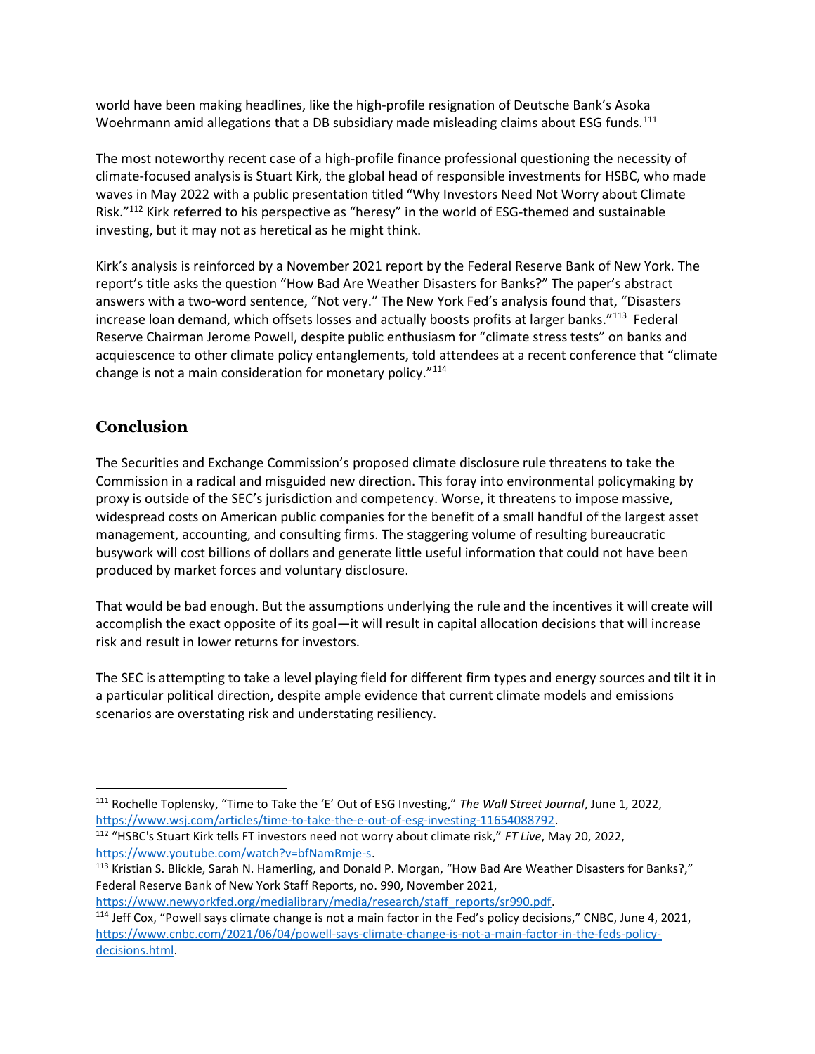world have been making headlines, like the high-profile resignation of Deutsche Bank's Asoka Woehrmann amid allegations that a DB subsidiary made misleading claims about ESG funds.[111]

The most noteworthy recent case of a high-profile finance professional questioning the necessity of climate-focused analysis is Stuart Kirk, the global head of responsible investments for HSBC, who made waves in May 2022 with a public presentation titled "Why Investors Need Not Worry about Climate Risk."[112] Kirk referred to his perspective as "heresy" in the world of ESG-themed and sustainable investing, but it may not as heretical as he might think.

Kirk's analysis is reinforced by a November 2021 report by the Federal Reserve Bank of New York. The report's title asks the question "How Bad Are Weather Disasters for Banks?" The paper's abstract answers with a two-word sentence, "Not very." The New York Fed's analysis found that, "Disasters increase loan demand, which offsets losses and actually boosts profits at larger banks."[113] Federal Reserve Chairman Jerome Powell, despite public enthusiasm for "climate stress tests" on banks and acquiescence to other climate policy entanglements, told attendees at a recent conference that "climate change is not a main consideration for monetary policy."[114]

## Conclusion

The Securities and Exchange Commission's proposed climate disclosure rule threatens to take the Commission in a radical and misguided new direction. This foray into environmental policymaking by proxy is outside of the SEC's jurisdiction and competency. Worse, it threatens to impose massive, widespread costs on American public companies for the benefit of a small handful of the largest asset management, accounting, and consulting firms. The staggering volume of resulting bureaucratic busywork will cost billions of dollars and generate little useful information that could not have been produced by market forces and voluntary disclosure.

That would be bad enough. But the assumptions underlying the rule and the incentives it will create will accomplish the exact opposite of its goal—it will result in capital allocation decisions that will increase risk and result in lower returns for investors.

The SEC is attempting to take a level playing field for different firm types and energy sources and tilt it in a particular political direction, despite ample evidence that current climate models and emissions scenarios are overstating risk and understating resiliency.

---

[111] Rochelle Toplensky, "Time to Take the 'E' Out of ESG Investing," *The Wall Street Journal*, June 1, 2022, https://www.wsj.com/articles/time-to-take-the-e-out-of-esg-investing-11654088792.

[112] "HSBC's Stuart Kirk tells FT investors need not worry about climate risk," *FT Live*, May 20, 2022, https://www.youtube.com/watch?v=bfNamRmje-s.

[113] Kristian S. Blickle, Sarah N. Hamerling, and Donald P. Morgan, "How Bad Are Weather Disasters for Banks?," Federal Reserve Bank of New York Staff Reports, no. 990, November 2021, https://www.newyorkfed.org/medialibrary/media/research/staff_reports/sr990.pdf.

[114] Jeff Cox, "Powell says climate change is not a main factor in the Fed's policy decisions," CNBC, June 4, 2021, https://www.cnbc.com/2021/06/04/powell-says-climate-change-is-not-a-main-factor-in-the-feds-policy-decisions.html.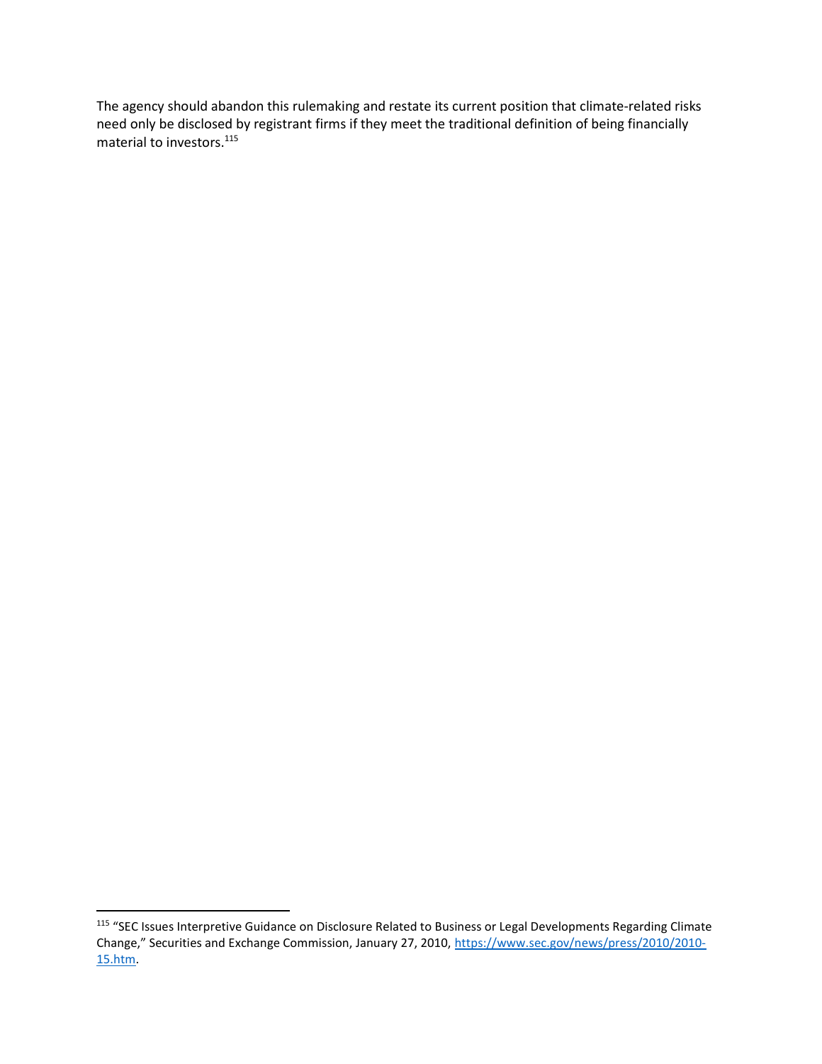The agency should abandon this rulemaking and restate its current position that climate-related risks need only be disclosed by registrant firms if they meet the traditional definition of being financially material to investors.[115]

[115] "SEC Issues Interpretive Guidance on Disclosure Related to Business or Legal Developments Regarding Climate Change," Securities and Exchange Commission, January 27, 2010, https://www.sec.gov/news/press/2010/2010-15.htm.